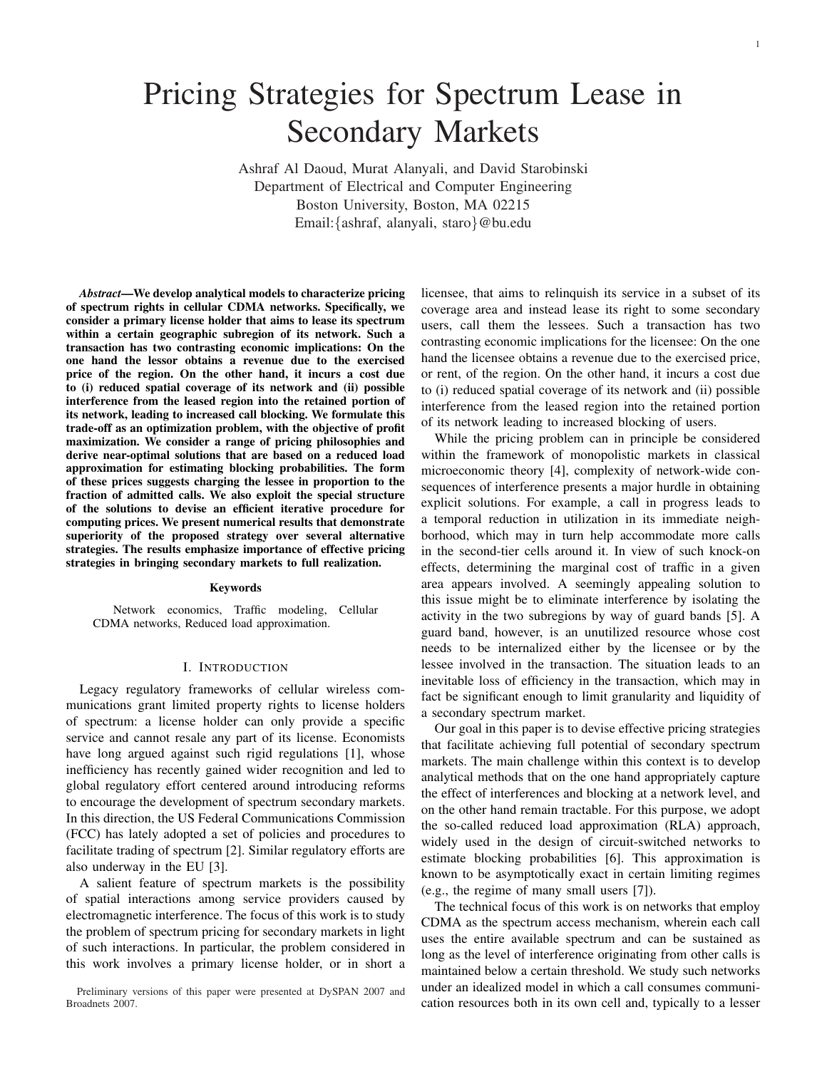# Pricing Strategies for Spectrum Lease in Secondary Markets

Ashraf Al Daoud, Murat Alanyali, and David Starobinski
Department of Electrical and Computer Engineering
Boston University, Boston, MA 02215
Email:{ashraf, alanyali, staro}@bu.edu

***Abstract*—We develop analytical models to characterize pricing of spectrum rights in cellular CDMA networks. Specifically, we consider a primary license holder that aims to lease its spectrum within a certain geographic subregion of its network. Such a transaction has two contrasting economic implications: On the one hand the lessor obtains a revenue due to the exercised price of the region. On the other hand, it incurs a cost due to (i) reduced spatial coverage of its network and (ii) possible interference from the leased region into the retained portion of its network, leading to increased call blocking. We formulate this trade-off as an optimization problem, with the objective of profit maximization. We consider a range of pricing philosophies and derive near-optimal solutions that are based on a reduced load approximation for estimating blocking probabilities. The form of these prices suggests charging the lessee in proportion to the fraction of admitted calls. We also exploit the special structure of the solutions to devise an efficient iterative procedure for computing prices. We present numerical results that demonstrate superiority of the proposed strategy over several alternative strategies. The results emphasize importance of effective pricing strategies in bringing secondary markets to full realization.**

**Keywords**

Network economics, Traffic modeling, Cellular CDMA networks, Reduced load approximation.

## I. Introduction

Legacy regulatory frameworks of cellular wireless communications grant limited property rights to license holders of spectrum: a license holder can only provide a specific service and cannot resale any part of its license. Economists have long argued against such rigid regulations [1], whose inefficiency has recently gained wider recognition and led to global regulatory effort centered around introducing reforms to encourage the development of spectrum secondary markets. In this direction, the US Federal Communications Commission (FCC) has lately adopted a set of policies and procedures to facilitate trading of spectrum [2]. Similar regulatory efforts are also underway in the EU [3].

A salient feature of spectrum markets is the possibility of spatial interactions among service providers caused by electromagnetic interference. The focus of this work is to study the problem of spectrum pricing for secondary markets in light of such interactions. In particular, the problem considered in this work involves a primary license holder, or in short a licensee, that aims to relinquish its service in a subset of its coverage area and instead lease its right to some secondary users, call them the lessees. Such a transaction has two contrasting economic implications for the licensee: On the one hand the licensee obtains a revenue due to the exercised price, or rent, of the region. On the other hand, it incurs a cost due to (i) reduced spatial coverage of its network and (ii) possible interference from the leased region into the retained portion of its network leading to increased blocking of users.

While the pricing problem can in principle be considered within the framework of monopolistic markets in classical microeconomic theory [4], complexity of network-wide consequences of interference presents a major hurdle in obtaining explicit solutions. For example, a call in progress leads to a temporal reduction in utilization in its immediate neighborhood, which may in turn help accommodate more calls in the second-tier cells around it. In view of such knock-on effects, determining the marginal cost of traffic in a given area appears involved. A seemingly appealing solution to this issue might be to eliminate interference by isolating the activity in the two subregions by way of guard bands [5]. A guard band, however, is an unutilized resource whose cost needs to be internalized either by the licensee or by the lessee involved in the transaction. The situation leads to an inevitable loss of efficiency in the transaction, which may in fact be significant enough to limit granularity and liquidity of a secondary spectrum market.

Our goal in this paper is to devise effective pricing strategies that facilitate achieving full potential of secondary spectrum markets. The main challenge within this context is to develop analytical methods that on the one hand appropriately capture the effect of interferences and blocking at a network level, and on the other hand remain tractable. For this purpose, we adopt the so-called reduced load approximation (RLA) approach, widely used in the design of circuit-switched networks to estimate blocking probabilities [6]. This approximation is known to be asymptotically exact in certain limiting regimes (e.g., the regime of many small users [7]).

The technical focus of this work is on networks that employ CDMA as the spectrum access mechanism, wherein each call uses the entire available spectrum and can be sustained as long as the level of interference originating from other calls is maintained below a certain threshold. We study such networks under an idealized model in which a call consumes communication resources both in its own cell and, typically to a lesser

Preliminary versions of this paper were presented at DySPAN 2007 and Broadnets 2007.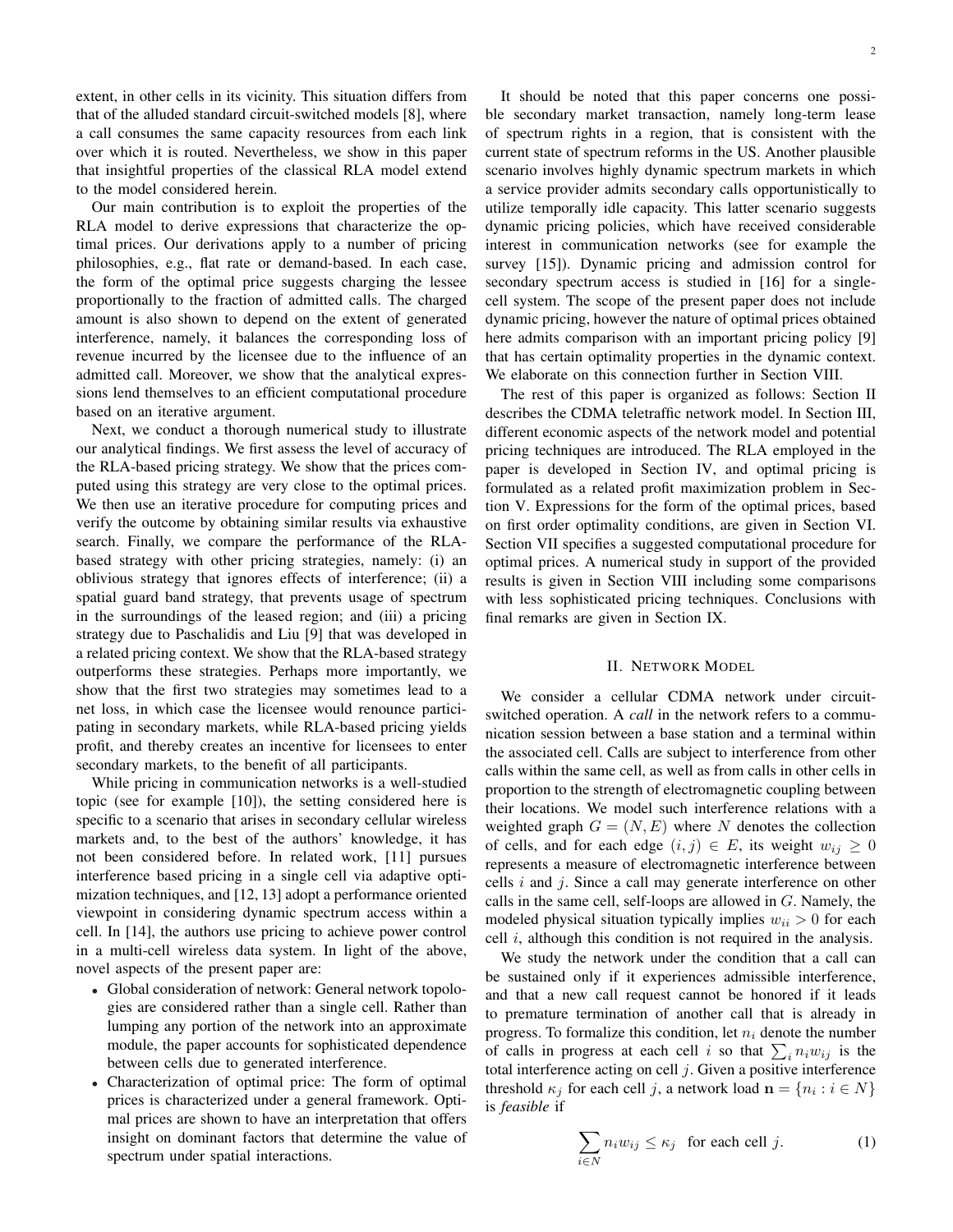extent, in other cells in its vicinity. This situation differs from that of the alluded standard circuit-switched models [8], where a call consumes the same capacity resources from each link over which it is routed. Nevertheless, we show in this paper that insightful properties of the classical RLA model extend to the model considered herein.

Our main contribution is to exploit the properties of the RLA model to derive expressions that characterize the optimal prices. Our derivations apply to a number of pricing philosophies, e.g., flat rate or demand-based. In each case, the form of the optimal price suggests charging the lessee proportionally to the fraction of admitted calls. The charged amount is also shown to depend on the extent of generated interference, namely, it balances the corresponding loss of revenue incurred by the licensee due to the influence of an admitted call. Moreover, we show that the analytical expressions lend themselves to an efficient computational procedure based on an iterative argument.

Next, we conduct a thorough numerical study to illustrate our analytical findings. We first assess the level of accuracy of the RLA-based pricing strategy. We show that the prices computed using this strategy are very close to the optimal prices. We then use an iterative procedure for computing prices and verify the outcome by obtaining similar results via exhaustive search. Finally, we compare the performance of the RLA-based strategy with other pricing strategies, namely: (i) an oblivious strategy that ignores effects of interference; (ii) a spatial guard band strategy, that prevents usage of spectrum in the surroundings of the leased region; and (iii) a pricing strategy due to Paschalidis and Liu [9] that was developed in a related pricing context. We show that the RLA-based strategy outperforms these strategies. Perhaps more importantly, we show that the first two strategies may sometimes lead to a net loss, in which case the licensee would renounce participating in secondary markets, while RLA-based pricing yields profit, and thereby creates an incentive for licensees to enter secondary markets, to the benefit of all participants.

While pricing in communication networks is a well-studied topic (see for example [10]), the setting considered here is specific to a scenario that arises in secondary cellular wireless markets and, to the best of the authors' knowledge, it has not been considered before. In related work, [11] pursues interference based pricing in a single cell via adaptive optimization techniques, and [12, 13] adopt a performance oriented viewpoint in considering dynamic spectrum access within a cell. In [14], the authors use pricing to achieve power control in a multi-cell wireless data system. In light of the above, novel aspects of the present paper are:

- Global consideration of network: General network topologies are considered rather than a single cell. Rather than lumping any portion of the network into an approximate module, the paper accounts for sophisticated dependence between cells due to generated interference.
- Characterization of optimal price: The form of optimal prices is characterized under a general framework. Optimal prices are shown to have an interpretation that offers insight on dominant factors that determine the value of spectrum under spatial interactions.

It should be noted that this paper concerns one possible secondary market transaction, namely long-term lease of spectrum rights in a region, that is consistent with the current state of spectrum reforms in the US. Another plausible scenario involves highly dynamic spectrum markets in which a service provider admits secondary calls opportunistically to utilize temporally idle capacity. This latter scenario suggests dynamic pricing policies, which have received considerable interest in communication networks (see for example the survey [15]). Dynamic pricing and admission control for secondary spectrum access is studied in [16] for a single-cell system. The scope of the present paper does not include dynamic pricing, however the nature of optimal prices obtained here admits comparison with an important pricing policy [9] that has certain optimality properties in the dynamic context. We elaborate on this connection further in Section VIII.

The rest of this paper is organized as follows: Section II describes the CDMA teletraffic network model. In Section III, different economic aspects of the network model and potential pricing techniques are introduced. The RLA employed in the paper is developed in Section IV, and optimal pricing is formulated as a related profit maximization problem in Section V. Expressions for the form of the optimal prices, based on first order optimality conditions, are given in Section VI. Section VII specifies a suggested computational procedure for optimal prices. A numerical study in support of the provided results is given in Section VIII including some comparisons with less sophisticated pricing techniques. Conclusions with final remarks are given in Section IX.

## II. Network Model

We consider a cellular CDMA network under circuit-switched operation. A *call* in the network refers to a communication session between a base station and a terminal within the associated cell. Calls are subject to interference from other calls within the same cell, as well as from calls in other cells in proportion to the strength of electromagnetic coupling between their locations. We model such interference relations with a weighted graph $G = (N, E)$ where $N$ denotes the collection of cells, and for each edge $(i, j) \in E$, its weight $w_{ij} \geq 0$ represents a measure of electromagnetic interference between cells $i$ and $j$. Since a call may generate interference on other calls in the same cell, self-loops are allowed in $G$. Namely, the modeled physical situation typically implies $w_{ii} > 0$ for each cell $i$, although this condition is not required in the analysis.

We study the network under the condition that a call can be sustained only if it experiences admissible interference, and that a new call request cannot be honored if it leads to premature termination of another call that is already in progress. To formalize this condition, let $n_i$ denote the number of calls in progress at each cell $i$ so that $\sum_i n_i w_{ij}$ is the total interference acting on cell $j$. Given a positive interference threshold $\kappa_j$ for each cell $j$, a network load $\mathbf{n} = \{n_i : i \in N\}$ is *feasible* if

$$\sum_{i \in N} n_i w_{ij} \leq \kappa_j \quad \text{for each cell } j. \tag{1}$$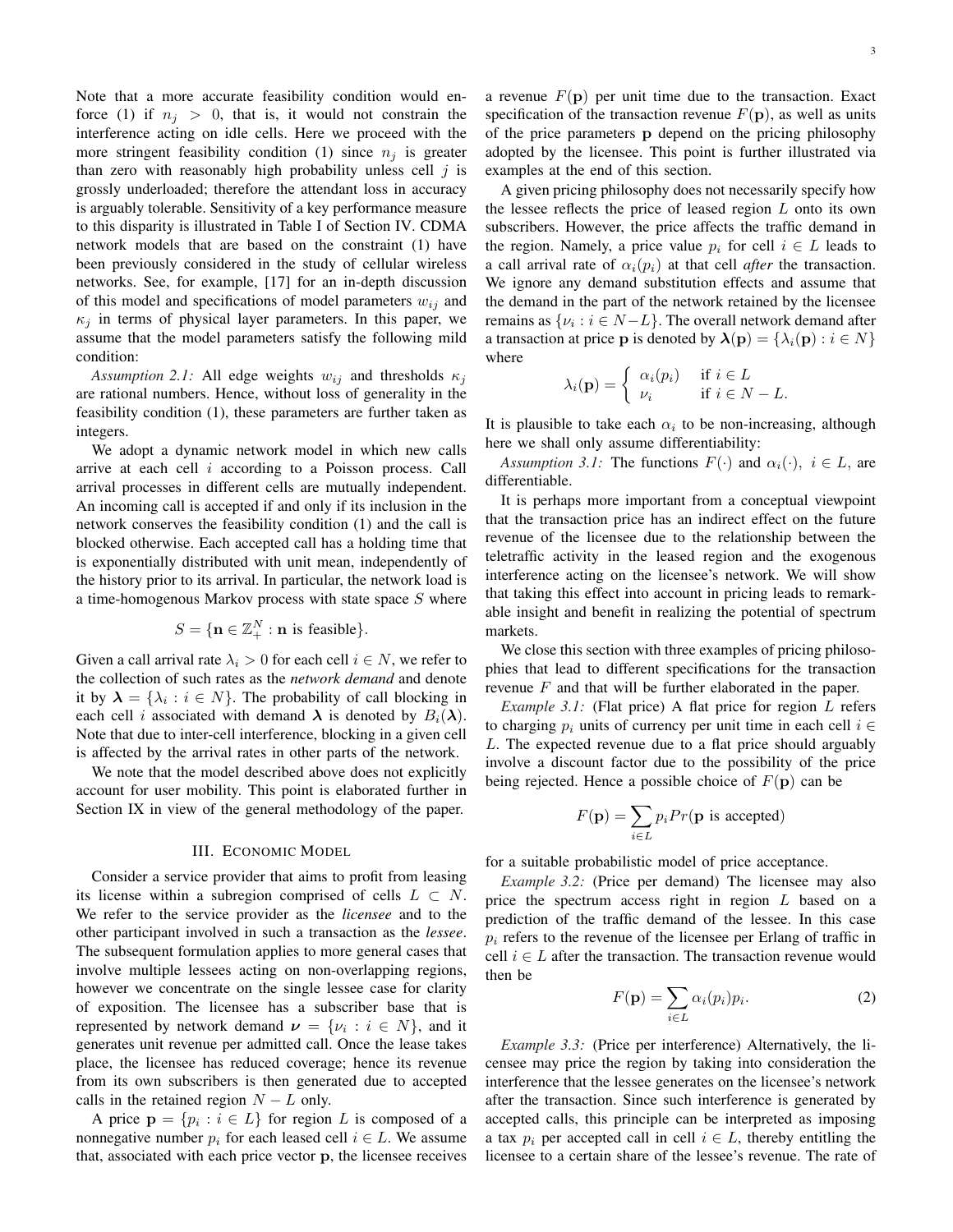Note that a more accurate feasibility condition would enforce (1) if $n_j > 0$, that is, it would not constrain the interference acting on idle cells. Here we proceed with the more stringent feasibility condition (1) since $n_j$ is greater than zero with reasonably high probability unless cell $j$ is grossly underloaded; therefore the attendant loss in accuracy is arguably tolerable. Sensitivity of a key performance measure to this disparity is illustrated in Table I of Section IV. CDMA network models that are based on the constraint (1) have been previously considered in the study of cellular wireless networks. See, for example, [17] for an in-depth discussion of this model and specifications of model parameters $w_{ij}$ and $\kappa_j$ in terms of physical layer parameters. In this paper, we assume that the model parameters satisfy the following mild condition:

*Assumption 2.1:* All edge weights $w_{ij}$ and thresholds $\kappa_j$ are rational numbers. Hence, without loss of generality in the feasibility condition (1), these parameters are further taken as integers.

We adopt a dynamic network model in which new calls arrive at each cell $i$ according to a Poisson process. Call arrival processes in different cells are mutually independent. An incoming call is accepted if and only if its inclusion in the network conserves the feasibility condition (1) and the call is blocked otherwise. Each accepted call has a holding time that is exponentially distributed with unit mean, independently of the history prior to its arrival. In particular, the network load is a time-homogenous Markov process with state space $S$ where

$$S = \{\mathbf{n} \in \mathbb{Z}_+^N : \mathbf{n} \text{ is feasible}\}.$$

Given a call arrival rate $\lambda_i > 0$ for each cell $i \in N$, we refer to the collection of such rates as the *network demand* and denote it by $\boldsymbol{\lambda} = \{\lambda_i : i \in N\}$. The probability of call blocking in each cell $i$ associated with demand $\boldsymbol{\lambda}$ is denoted by $B_i(\boldsymbol{\lambda})$. Note that due to inter-cell interference, blocking in a given cell is affected by the arrival rates in other parts of the network.

We note that the model described above does not explicitly account for user mobility. This point is elaborated further in Section IX in view of the general methodology of the paper.

## III. Economic Model

Consider a service provider that aims to profit from leasing its license within a subregion comprised of cells $L \subset N$. We refer to the service provider as the *licensee* and to the other participant involved in such a transaction as the *lessee*. The subsequent formulation applies to more general cases that involve multiple lessees acting on non-overlapping regions, however we concentrate on the single lessee case for clarity of exposition. The licensee has a subscriber base that is represented by network demand $\boldsymbol{\nu} = \{\nu_i : i \in N\}$, and it generates unit revenue per admitted call. Once the lease takes place, the licensee has reduced coverage; hence its revenue from its own subscribers is then generated due to accepted calls in the retained region $N - L$ only.

A price $\mathbf{p} = \{p_i : i \in L\}$ for region $L$ is composed of a nonnegative number $p_i$ for each leased cell $i \in L$. We assume that, associated with each price vector $\mathbf{p}$, the licensee receives a revenue $F(\mathbf{p})$ per unit time due to the transaction. Exact specification of the transaction revenue $F(\mathbf{p})$, as well as units of the price parameters $\mathbf{p}$ depend on the pricing philosophy adopted by the licensee. This point is further illustrated via examples at the end of this section.

A given pricing philosophy does not necessarily specify how the lessee reflects the price of leased region $L$ onto its own subscribers. However, the price affects the traffic demand in the region. Namely, a price value $p_i$ for cell $i \in L$ leads to a call arrival rate of $\alpha_i(p_i)$ at that cell *after* the transaction. We ignore any demand substitution effects and assume that the demand in the part of the network retained by the licensee remains as $\{\nu_i : i \in N - L\}$. The overall network demand after a transaction at price $\mathbf{p}$ is denoted by $\boldsymbol{\lambda}(\mathbf{p}) = \{\lambda_i(\mathbf{p}) : i \in N\}$ where

$$\lambda_i(\mathbf{p}) = \begin{cases} \alpha_i(p_i) & \text{if } i \in L \\ \nu_i & \text{if } i \in N - L. \end{cases}$$

It is plausible to take each $\alpha_i$ to be non-increasing, although here we shall only assume differentiability:

*Assumption 3.1:* The functions $F(\cdot)$ and $\alpha_i(\cdot),\ i \in L$, are differentiable.

It is perhaps more important from a conceptual viewpoint that the transaction price has an indirect effect on the future revenue of the licensee due to the relationship between the teletraffic activity in the leased region and the exogenous interference acting on the licensee's network. We will show that taking this effect into account in pricing leads to remarkable insight and benefit in realizing the potential of spectrum markets.

We close this section with three examples of pricing philosophies that lead to different specifications for the transaction revenue $F$ and that will be further elaborated in the paper.

*Example 3.1:* (Flat price) A flat price for region $L$ refers to charging $p_i$ units of currency per unit time in each cell $i \in L$. The expected revenue due to a flat price should arguably involve a discount factor due to the possibility of the price being rejected. Hence a possible choice of $F(\mathbf{p})$ can be

$$F(\mathbf{p}) = \sum_{i \in L} p_i Pr(\mathbf{p} \text{ is accepted})$$

for a suitable probabilistic model of price acceptance.

*Example 3.2:* (Price per demand) The licensee may also price the spectrum access right in region $L$ based on a prediction of the traffic demand of the lessee. In this case $p_i$ refers to the revenue of the licensee per Erlang of traffic in cell $i \in L$ after the transaction. The transaction revenue would then be

$$F(\mathbf{p}) = \sum_{i \in L} \alpha_i(p_i) p_i. \tag{2}$$

*Example 3.3:* (Price per interference) Alternatively, the licensee may price the region by taking into consideration the interference that the lessee generates on the licensee's network after the transaction. Since such interference is generated by accepted calls, this principle can be interpreted as imposing a tax $p_i$ per accepted call in cell $i \in L$, thereby entitling the licensee to a certain share of the lessee's revenue. The rate of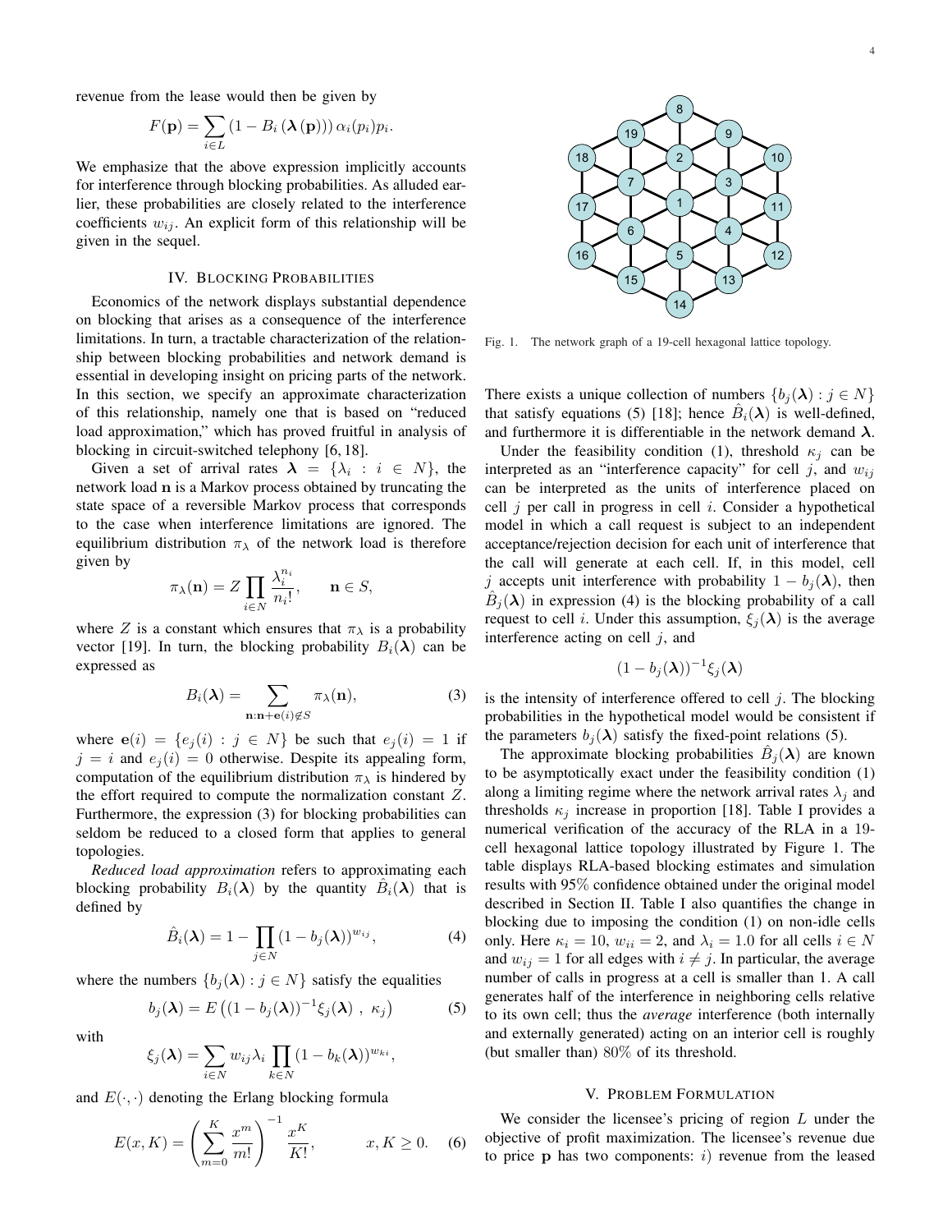revenue from the lease would then be given by

$$F(\mathbf{p}) = \sum_{i \in L} \left(1 - B_i\left(\boldsymbol{\lambda}\left(\mathbf{p}\right)\right)\right) \alpha_i(p_i) p_i.$$

We emphasize that the above expression implicitly accounts for interference through blocking probabilities. As alluded earlier, these probabilities are closely related to the interference coefficients $w_{ij}$. An explicit form of this relationship will be given in the sequel.

## IV. Blocking Probabilities

Economics of the network displays substantial dependence on blocking that arises as a consequence of the interference limitations. In turn, a tractable characterization of the relationship between blocking probabilities and network demand is essential in developing insight on pricing parts of the network. In this section, we specify an approximate characterization of this relationship, namely one that is based on "reduced load approximation," which has proved fruitful in analysis of blocking in circuit-switched telephony [6, 18].

Given a set of arrival rates $\boldsymbol{\lambda} = \{\lambda_i : i \in N\}$, the network load $\mathbf{n}$ is a Markov process obtained by truncating the state space of a reversible Markov process that corresponds to the case when interference limitations are ignored. The equilibrium distribution $\pi_\lambda$ of the network load is therefore given by

$$\pi_\lambda(\mathbf{n}) = Z \prod_{i \in N} \frac{\lambda_i^{n_i}}{n_i!}, \qquad \mathbf{n} \in S,$$

where $Z$ is a constant which ensures that $\pi_\lambda$ is a probability vector [19]. In turn, the blocking probability $B_i(\boldsymbol{\lambda})$ can be expressed as

$$B_i(\boldsymbol{\lambda}) = \sum_{\mathbf{n} : \mathbf{n} + \mathbf{e}(i) \notin S} \pi_\lambda(\mathbf{n}), \tag{3}$$

where $\mathbf{e}(i) = \{e_j(i) : j \in N\}$ be such that $e_j(i) = 1$ if $j = i$ and $e_j(i) = 0$ otherwise. Despite its appealing form, computation of the equilibrium distribution $\pi_\lambda$ is hindered by the effort required to compute the normalization constant $Z$. Furthermore, the expression (3) for blocking probabilities can seldom be reduced to a closed form that applies to general topologies.

*Reduced load approximation* refers to approximating each blocking probability $B_i(\boldsymbol{\lambda})$ by the quantity $\hat{B}_i(\boldsymbol{\lambda})$ that is defined by

$$\hat{B}_i(\boldsymbol{\lambda}) = 1 - \prod_{j \in N} (1 - b_j(\boldsymbol{\lambda}))^{w_{ij}}, \tag{4}$$

where the numbers $\{b_j(\boldsymbol{\lambda}) : j \in N\}$ satisfy the equalities

$$b_j(\boldsymbol{\lambda}) = E\left((1 - b_j(\boldsymbol{\lambda}))^{-1} \xi_j(\boldsymbol{\lambda}) \ , \ \kappa_j\right) \tag{5}$$

with

$$\xi_j(\boldsymbol{\lambda}) = \sum_{i \in N} w_{ij} \lambda_i \prod_{k \in N} (1 - b_k(\boldsymbol{\lambda}))^{w_{ki}},$$

and $E(\cdot, \cdot)$ denoting the Erlang blocking formula

$$E(x, K) = \left( \sum_{m=0}^{K} \frac{x^m}{m!} \right)^{-1} \frac{x^K}{K!}, \qquad x, K \geq 0. \tag{6}$$

Fig. 1. The network graph of a 19-cell hexagonal lattice topology.

There exists a unique collection of numbers $\{b_j(\boldsymbol{\lambda}) : j \in N\}$ that satisfy equations (5) [18]; hence $\hat{B}_i(\boldsymbol{\lambda})$ is well-defined, and furthermore it is differentiable in the network demand $\boldsymbol{\lambda}$.

Under the feasibility condition (1), threshold $\kappa_j$ can be interpreted as an "interference capacity" for cell $j$, and $w_{ij}$ can be interpreted as the units of interference placed on cell $j$ per call in progress in cell $i$. Consider a hypothetical model in which a call request is subject to an independent acceptance/rejection decision for each unit of interference that the call will generate at each cell. If, in this model, cell $j$ accepts unit interference with probability $1 - b_j(\boldsymbol{\lambda})$, then $\hat{B}_j(\boldsymbol{\lambda})$ in expression (4) is the blocking probability of a call request to cell $i$. Under this assumption, $\xi_j(\boldsymbol{\lambda})$ is the average interference acting on cell $j$, and

$$(1 - b_j(\boldsymbol{\lambda}))^{-1} \xi_j(\boldsymbol{\lambda})$$

is the intensity of interference offered to cell $j$. The blocking probabilities in the hypothetical model would be consistent if the parameters $b_j(\boldsymbol{\lambda})$ satisfy the fixed-point relations (5).

The approximate blocking probabilities $\hat{B}_j(\boldsymbol{\lambda})$ are known to be asymptotically exact under the feasibility condition (1) along a limiting regime where the network arrival rates $\lambda_j$ and thresholds $\kappa_j$ increase in proportion [18]. Table I provides a numerical verification of the accuracy of the RLA in a 19-cell hexagonal lattice topology illustrated by Figure 1. The table displays RLA-based blocking estimates and simulation results with 95% confidence obtained under the original model described in Section II. Table I also quantifies the change in blocking due to imposing the condition (1) on non-idle cells only. Here $\kappa_i = 10$, $w_{ii} = 2$, and $\lambda_i = 1.0$ for all cells $i \in N$ and $w_{ij} = 1$ for all edges with $i \neq j$. In particular, the average number of calls in progress at a cell is smaller than 1. A call generates half of the interference in neighboring cells relative to its own cell; thus the *average* interference (both internally and externally generated) acting on an interior cell is roughly (but smaller than) 80% of its threshold.

## V. Problem Formulation

We consider the licensee's pricing of region $L$ under the objective of profit maximization. The licensee's revenue due to price $\mathbf{p}$ has two components: $i$) revenue from the leased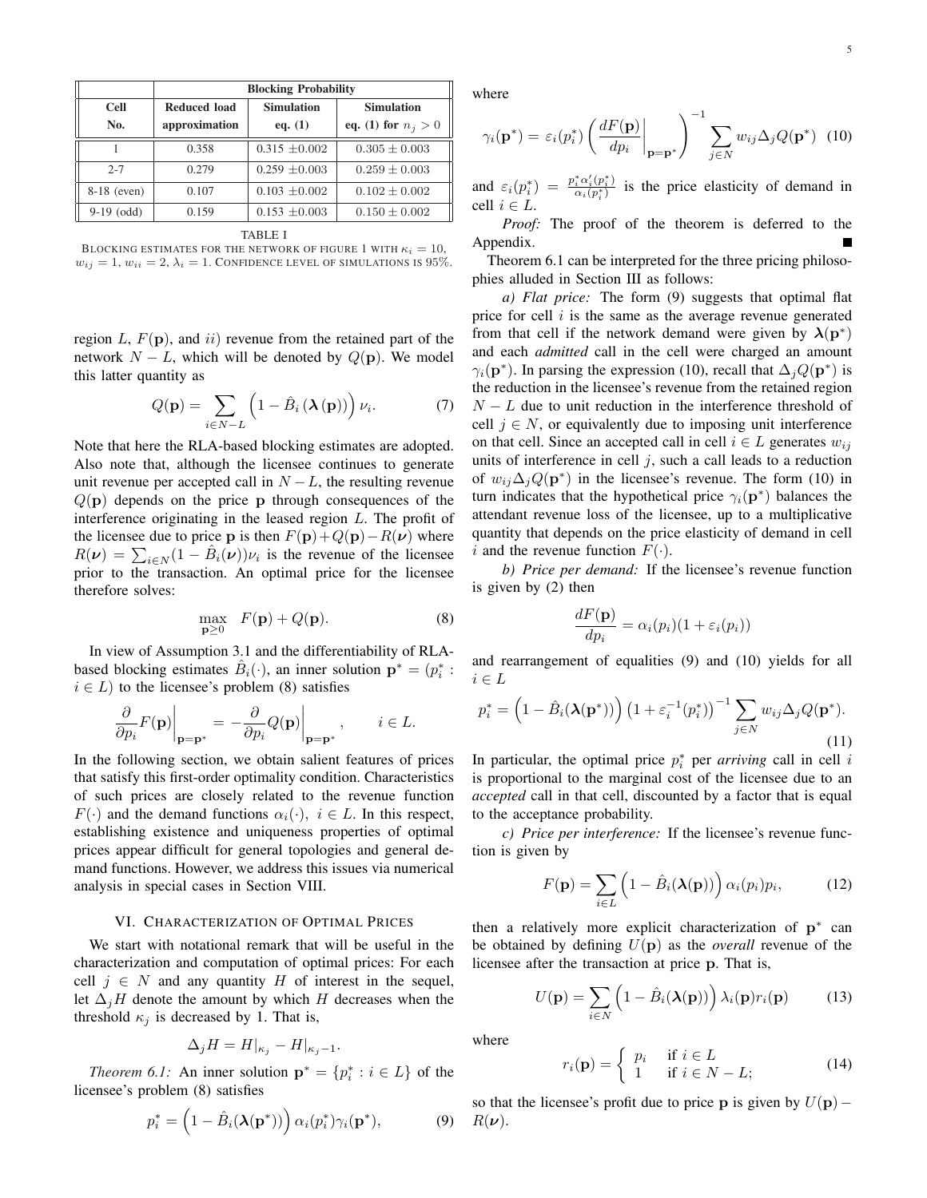| Cell No. | Blocking Probability | | |
|---|---|---|---|
| | Reduced load approximation | Simulation eq. (1) | Simulation eq. (1) for $n_j > 0$ |
| 1 | 0.358 | $0.315 \pm 0.002$ | $0.305 \pm 0.003$ |
| 2-7 | 0.279 | $0.259 \pm 0.003$ | $0.259 \pm 0.003$ |
| 8-18 (even) | 0.107 | $0.103 \pm 0.002$ | $0.102 \pm 0.002$ |
| 9-19 (odd) | 0.159 | $0.153 \pm 0.003$ | $0.150 \pm 0.002$ |

TABLE I
BLOCKING ESTIMATES FOR THE NETWORK OF FIGURE 1 WITH $\kappa_i = 10$, $w_{ij} = 1$, $w_{ii} = 2$, $\lambda_i = 1$. CONFIDENCE LEVEL OF SIMULATIONS IS 95%.

region $L$, $F(\mathbf{p})$, and $ii$) revenue from the retained part of the network $N - L$, which will be denoted by $Q(\mathbf{p})$. We model this latter quantity as

$$Q(\mathbf{p}) = \sum_{i \in N-L} \left(1 - \hat{B}_i\left(\boldsymbol{\lambda}\left(\mathbf{p}\right)\right)\right) \nu_i. \tag{7}$$

Note that here the RLA-based blocking estimates are adopted. Also note that, although the licensee continues to generate unit revenue per accepted call in $N - L$, the resulting revenue $Q(\mathbf{p})$ depends on the price $\mathbf{p}$ through consequences of the interference originating in the leased region $L$. The profit of the licensee due to price $\mathbf{p}$ is then $F(\mathbf{p}) + Q(\mathbf{p}) - R(\boldsymbol{\nu})$ where $R(\boldsymbol{\nu}) = \sum_{i \in N}(1 - \hat{B}_i(\boldsymbol{\nu}))\nu_i$ is the revenue of the licensee prior to the transaction. An optimal price for the licensee therefore solves:

$$\max_{\mathbf{p} \geq 0} \quad F(\mathbf{p}) + Q(\mathbf{p}). \tag{8}$$

In view of Assumption 3.1 and the differentiability of RLA-based blocking estimates $\hat{B}_i(\cdot)$, an inner solution $\mathbf{p}^* = (p_i^* : i \in L)$ to the licensee's problem (8) satisfies

$$\left.\frac{\partial}{\partial p_i} F(\mathbf{p})\right|_{\mathbf{p}=\mathbf{p}^*} = -\left.\frac{\partial}{\partial p_i} Q(\mathbf{p})\right|_{\mathbf{p}=\mathbf{p}^*}, \qquad i \in L.$$

In the following section, we obtain salient features of prices that satisfy this first-order optimality condition. Characteristics of such prices are closely related to the revenue function $F(\cdot)$ and the demand functions $\alpha_i(\cdot),\ i \in L$. In this respect, establishing existence and uniqueness properties of optimal prices appear difficult for general topologies and general demand functions. However, we address this issues via numerical analysis in special cases in Section VIII.

## VI. Characterization of Optimal Prices

We start with notational remark that will be useful in the characterization and computation of optimal prices: For each cell $j \in N$ and any quantity $H$ of interest in the sequel, let $\Delta_j H$ denote the amount by which $H$ decreases when the threshold $\kappa_j$ is decreased by 1. That is,

$$\Delta_j H = H|_{\kappa_j} - H|_{\kappa_j - 1}.$$

*Theorem 6.1:* An inner solution $\mathbf{p}^* = \{p_i^* : i \in L\}$ of the licensee's problem (8) satisfies

$$p_i^* = \left(1 - \hat{B}_i(\boldsymbol{\lambda}(\mathbf{p}^*))\right) \alpha_i(p_i^*) \gamma_i(\mathbf{p}^*), \tag{9}$$

where

$$\gamma_i(\mathbf{p}^*) = \varepsilon_i(p_i^*) \left( \left.\frac{dF(\mathbf{p})}{dp_i}\right|_{\mathbf{p}=\mathbf{p}^*} \right)^{-1} \sum_{j \in N} w_{ij} \Delta_j Q(\mathbf{p}^*) \tag{10}$$

and $\varepsilon_i(p_i^*) = \frac{p_i^* \alpha_i'(p_i^*)}{\alpha_i(p_i^*)}$ is the price elasticity of demand in cell $i \in L$.

*Proof:* The proof of the theorem is deferred to the Appendix. ∎

Theorem 6.1 can be interpreted for the three pricing philosophies alluded in Section III as follows:

*a) Flat price:* The form (9) suggests that optimal flat price for cell $i$ is the same as the average revenue generated from that cell if the network demand were given by $\boldsymbol{\lambda}(\mathbf{p}^*)$ and each *admitted* call in the cell were charged an amount $\gamma_i(\mathbf{p}^*)$. In parsing the expression (10), recall that $\Delta_j Q(\mathbf{p}^*)$ is the reduction in the licensee's revenue from the retained region $N - L$ due to unit reduction in the interference threshold of cell $j \in N$, or equivalently due to imposing unit interference on that cell. Since an accepted call in cell $i \in L$ generates $w_{ij}$ units of interference in cell $j$, such a call leads to a reduction of $w_{ij}\Delta_j Q(\mathbf{p}^*)$ in the licensee's revenue. The form (10) in turn indicates that the hypothetical price $\gamma_i(\mathbf{p}^*)$ balances the attendant revenue loss of the licensee, up to a multiplicative quantity that depends on the price elasticity of demand in cell $i$ and the revenue function $F(\cdot)$.

*b) Price per demand:* If the licensee's revenue function is given by (2) then

$$\frac{dF(\mathbf{p})}{dp_i} = \alpha_i(p_i)(1 + \varepsilon_i(p_i))$$

and rearrangement of equalities (9) and (10) yields for all $i \in L$

$$p_i^* = \left(1 - \hat{B}_i(\boldsymbol{\lambda}(\mathbf{p}^*))\right) \left(1 + \varepsilon_i^{-1}(p_i^*)\right)^{-1} \sum_{j \in N} w_{ij} \Delta_j Q(\mathbf{p}^*). \tag{11}$$

In particular, the optimal price $p_i^*$ per *arriving* call in cell $i$ is proportional to the marginal cost of the licensee due to an *accepted* call in that cell, discounted by a factor that is equal to the acceptance probability.

*c) Price per interference:* If the licensee's revenue function is given by

$$F(\mathbf{p}) = \sum_{i \in L} \left(1 - \hat{B}_i(\boldsymbol{\lambda}(\mathbf{p}))\right) \alpha_i(p_i) p_i, \tag{12}$$

then a relatively more explicit characterization of $\mathbf{p}^*$ can be obtained by defining $U(\mathbf{p})$ as the *overall* revenue of the licensee after the transaction at price $\mathbf{p}$. That is,

$$U(\mathbf{p}) = \sum_{i \in N} \left(1 - \hat{B}_i(\boldsymbol{\lambda}(\mathbf{p}))\right) \lambda_i(\mathbf{p}) r_i(\mathbf{p}) \tag{13}$$

where

$$r_i(\mathbf{p}) = \begin{cases} p_i & \text{if } i \in L \\ 1 & \text{if } i \in N - L; \end{cases} \tag{14}$$

so that the licensee's profit due to price $\mathbf{p}$ is given by $U(\mathbf{p}) - R(\boldsymbol{\nu})$.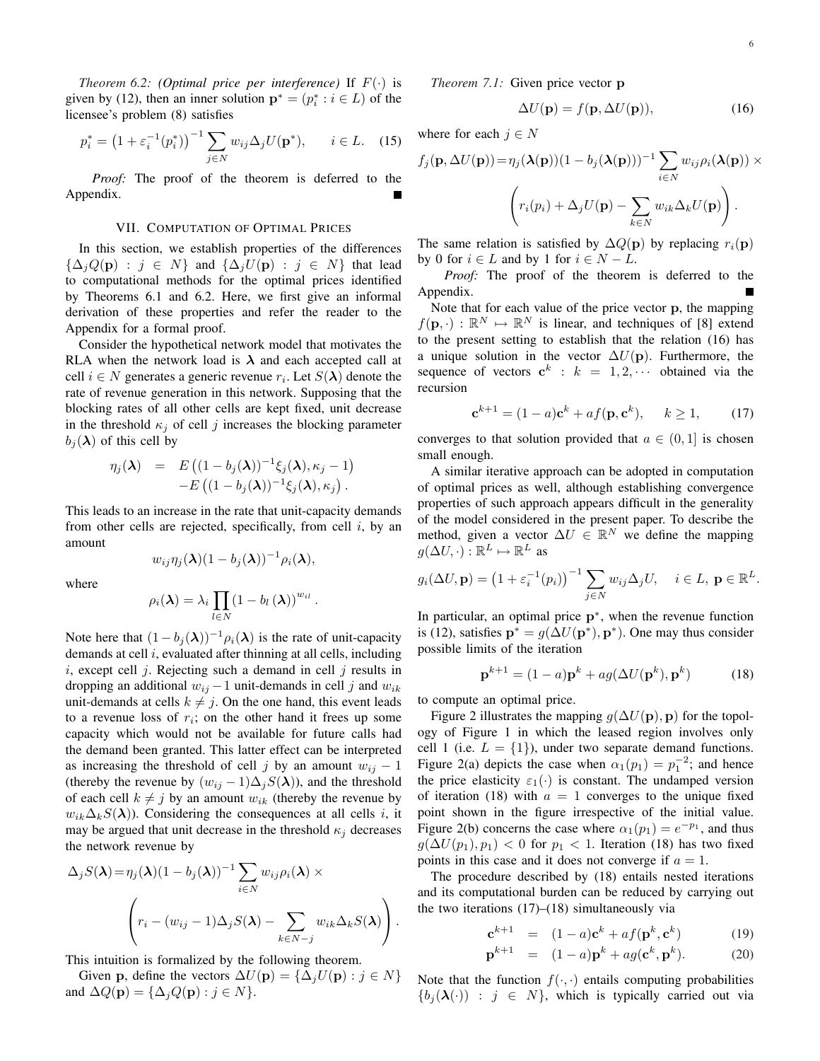*Theorem 6.2: (Optimal price per interference)* If $F(\cdot)$ is given by (12), then an inner solution $\mathbf{p}^* = (p_i^* : i \in L)$ of the licensee's problem (8) satisfies

$$p_i^* = \left(1 + \varepsilon_i^{-1}(p_i^*)\right)^{-1} \sum_{j \in N} w_{ij} \Delta_j U(\mathbf{p}^*), \qquad i \in L. \quad (15)$$

*Proof:* The proof of the theorem is deferred to the Appendix. ∎

## VII. Computation of Optimal Prices

In this section, we establish properties of the differences $\{\Delta_j Q(\mathbf{p}) : j \in N\}$ and $\{\Delta_j U(\mathbf{p}) : j \in N\}$ that lead to computational methods for the optimal prices identified by Theorems 6.1 and 6.2. Here, we first give an informal derivation of these properties and refer the reader to the Appendix for a formal proof.

Consider the hypothetical network model that motivates the RLA when the network load is $\boldsymbol{\lambda}$ and each accepted call at cell $i \in N$ generates a generic revenue $r_i$. Let $S(\boldsymbol{\lambda})$ denote the rate of revenue generation in this network. Supposing that the blocking rates of all other cells are kept fixed, unit decrease in the threshold $\kappa_j$ of cell $j$ increases the blocking parameter $b_j(\boldsymbol{\lambda})$ of this cell by

$$\begin{aligned}\eta_j(\boldsymbol{\lambda}) \;\; &= \;\; E\left((1-b_j(\boldsymbol{\lambda}))^{-1}\xi_j(\boldsymbol{\lambda}), \kappa_j - 1\right) \\ &\quad - E\left((1-b_j(\boldsymbol{\lambda}))^{-1}\xi_j(\boldsymbol{\lambda}), \kappa_j\right).\end{aligned}$$

This leads to an increase in the rate that unit-capacity demands from other cells are rejected, specifically, from cell $i$, by an amount

$$w_{ij}\eta_j(\boldsymbol{\lambda})(1-b_j(\boldsymbol{\lambda}))^{-1}\rho_i(\boldsymbol{\lambda}),$$

where

$$\rho_i(\boldsymbol{\lambda}) = \lambda_i \prod_{l \in N} \left(1 - b_l\left(\boldsymbol{\lambda}\right)\right)^{w_{il}}.$$

Note here that $(1-b_j(\boldsymbol{\lambda}))^{-1}\rho_i(\boldsymbol{\lambda})$ is the rate of unit-capacity demands at cell $i$, evaluated after thinning at all cells, including $i$, except cell $j$. Rejecting such a demand in cell $j$ results in dropping an additional $w_{ij} - 1$ unit-demands in cell $j$ and $w_{ik}$ unit-demands at cells $k \neq j$. On the one hand, this event leads to a revenue loss of $r_i$; on the other hand it frees up some capacity which would not be available for future calls had the demand been granted. This latter effect can be interpreted as increasing the threshold of cell $j$ by an amount $w_{ij} - 1$ (thereby the revenue by $(w_{ij}-1)\Delta_j S(\boldsymbol{\lambda})$), and the threshold of each cell $k \neq j$ by an amount $w_{ik}$ (thereby the revenue by $w_{ik}\Delta_k S(\boldsymbol{\lambda})$). Considering the consequences at all cells $i$, it may be argued that unit decrease in the threshold $\kappa_j$ decreases the network revenue by

$$\Delta_j S(\boldsymbol{\lambda}) = \eta_j(\boldsymbol{\lambda})(1-b_j(\boldsymbol{\lambda}))^{-1}\sum_{i\in N} w_{ij}\rho_i(\boldsymbol{\lambda}) \times \left(r_i - (w_{ij}-1)\Delta_j S(\boldsymbol{\lambda}) - \sum_{k \in N-j} w_{ik}\Delta_k S(\boldsymbol{\lambda})\right).$$

This intuition is formalized by the following theorem.

Given $\mathbf{p}$, define the vectors $\Delta U(\mathbf{p}) = \{\Delta_j U(\mathbf{p}) : j \in N\}$ and $\Delta Q(\mathbf{p}) = \{\Delta_j Q(\mathbf{p}) : j \in N\}$.

*Theorem 7.1:* Given price vector $\mathbf{p}$

$$\Delta U(\mathbf{p}) = f(\mathbf{p}, \Delta U(\mathbf{p})), \quad (16)$$

where for each $j \in N$

$$f_j(\mathbf{p}, \Delta U(\mathbf{p})) = \eta_j(\boldsymbol{\lambda}(\mathbf{p}))(1-b_j(\boldsymbol{\lambda}(\mathbf{p})))^{-1}\sum_{i \in N} w_{ij}\rho_i(\boldsymbol{\lambda}(\mathbf{p})) \times \left(r_i(p_i) + \Delta_j U(\mathbf{p}) - \sum_{k \in N} w_{ik}\Delta_k U(\mathbf{p})\right).$$

The same relation is satisfied by $\Delta Q(\mathbf{p})$ by replacing $r_i(\mathbf{p})$ by 0 for $i \in L$ and by 1 for $i \in N - L$.

*Proof:* The proof of the theorem is deferred to the Appendix. ∎

Note that for each value of the price vector $\mathbf{p}$, the mapping $f(\mathbf{p}, \cdot) : \mathbb{R}^N \mapsto \mathbb{R}^N$ is linear, and techniques of [8] extend to the present setting to establish that the relation (16) has a unique solution in the vector $\Delta U(\mathbf{p})$. Furthermore, the sequence of vectors $\mathbf{c}^k : k = 1, 2, \cdots$ obtained via the recursion

$$\mathbf{c}^{k+1} = (1-a)\mathbf{c}^k + af(\mathbf{p}, \mathbf{c}^k), \quad k \geq 1, \quad (17)$$

converges to that solution provided that $a \in (0, 1]$ is chosen small enough.

A similar iterative approach can be adopted in computation of optimal prices as well, although establishing convergence properties of such approach appears difficult in the generality of the model considered in the present paper. To describe the method, given a vector $\Delta U \in \mathbb{R}^N$ we define the mapping $g(\Delta U, \cdot) : \mathbb{R}^L \mapsto \mathbb{R}^L$ as

$$g_i(\Delta U, \mathbf{p}) = \left(1 + \varepsilon_i^{-1}(p_i)\right)^{-1} \sum_{j \in N} w_{ij}\Delta_j U, \quad i \in L, \ \mathbf{p} \in \mathbb{R}^L.$$

In particular, an optimal price $\mathbf{p}^*$, when the revenue function is (12), satisfies $\mathbf{p}^* = g(\Delta U(\mathbf{p}^*), \mathbf{p}^*)$. One may thus consider possible limits of the iteration

$$\mathbf{p}^{k+1} = (1-a)\mathbf{p}^k + ag(\Delta U(\mathbf{p}^k), \mathbf{p}^k) \quad (18)$$

to compute an optimal price.

Figure 2 illustrates the mapping $g(\Delta U(\mathbf{p}), \mathbf{p})$ for the topology of Figure 1 in which the leased region involves only cell 1 (i.e. $L = \{1\}$), under two separate demand functions. Figure 2(a) depicts the case when $\alpha_1(p_1) = p_1^{-2}$; and hence the price elasticity $\varepsilon_1(\cdot)$ is constant. The undamped version of iteration (18) with $a = 1$ converges to the unique fixed point shown in the figure irrespective of the initial value. Figure 2(b) concerns the case where $\alpha_1(p_1) = e^{-p_1}$, and thus $g(\Delta U(p_1), p_1) < 0$ for $p_1 < 1$. Iteration (18) has two fixed points in this case and it does not converge if $a = 1$.

The procedure described by (18) entails nested iterations and its computational burden can be reduced by carrying out the two iterations (17)–(18) simultaneously via

$$\begin{aligned}\mathbf{c}^{k+1} \;\; &= \;\; (1-a)\mathbf{c}^k + af(\mathbf{p}^k, \mathbf{c}^k) \quad (19) \\ \mathbf{p}^{k+1} \;\; &= \;\; (1-a)\mathbf{p}^k + ag(\mathbf{c}^k, \mathbf{p}^k). \quad (20)\end{aligned}$$

Note that the function $f(\cdot, \cdot)$ entails computing probabilities $\{b_j(\boldsymbol{\lambda}(\cdot)) : j \in N\}$, which is typically carried out via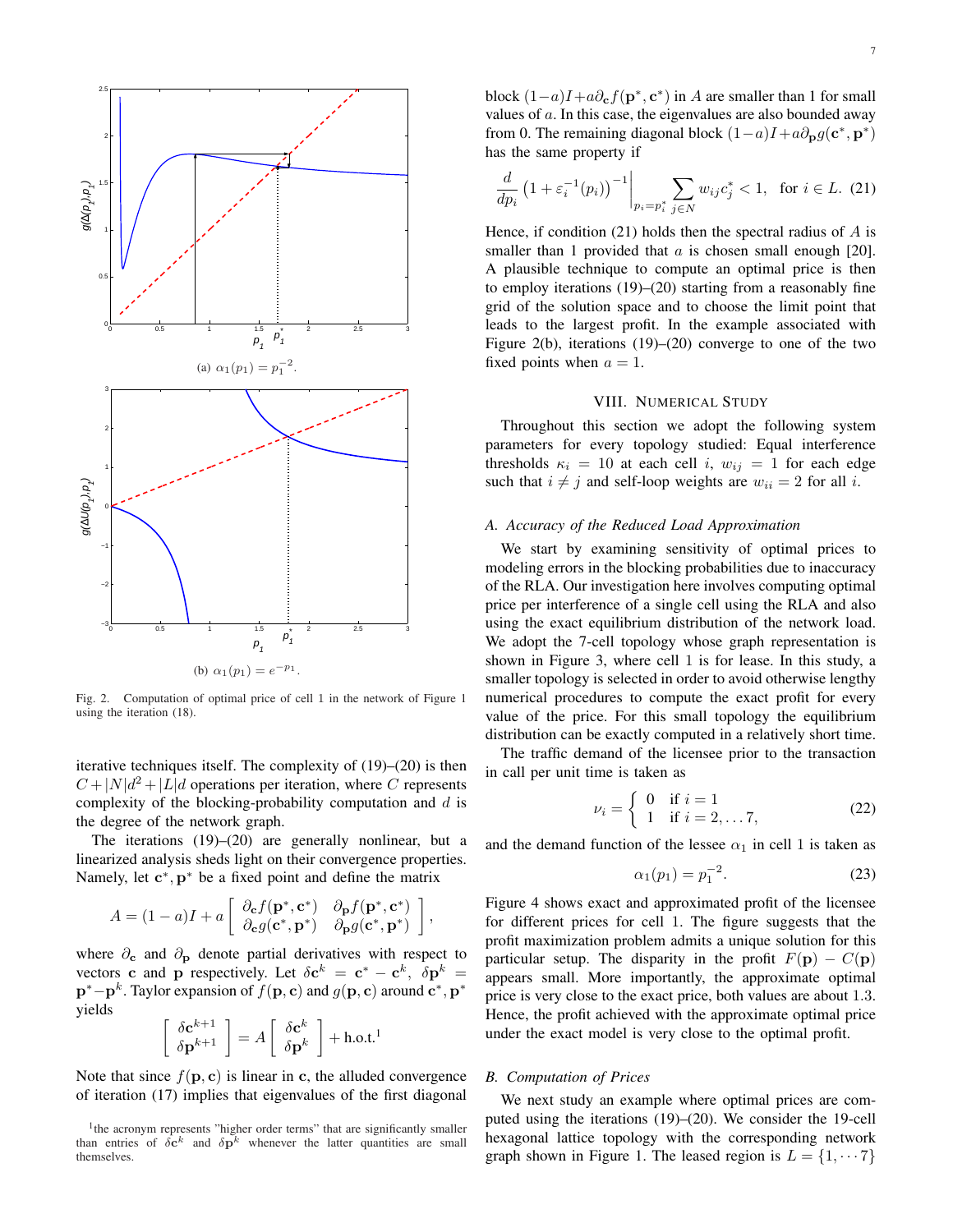(a) $\alpha_1(p_1) = p_1^{-2}$.

(b) $\alpha_1(p_1) = e^{-p_1}$.

Fig. 2. Computation of optimal price of cell 1 in the network of Figure 1 using the iteration (18).

iterative techniques itself. The complexity of (19)–(20) is then $C + |N|d^2 + |L|d$ operations per iteration, where $C$ represents complexity of the blocking-probability computation and $d$ is the degree of the network graph.

The iterations (19)–(20) are generally nonlinear, but a linearized analysis sheds light on their convergence properties. Namely, let $\mathbf{c}^*, \mathbf{p}^*$ be a fixed point and define the matrix

$$A = (1-a)I + a \begin{bmatrix} \partial_{\mathbf{c}} f(\mathbf{p}^*, \mathbf{c}^*) & \partial_{\mathbf{p}} f(\mathbf{p}^*, \mathbf{c}^*) \\ \partial_{\mathbf{c}} g(\mathbf{c}^*, \mathbf{p}^*) & \partial_{\mathbf{p}} g(\mathbf{c}^*, \mathbf{p}^*) \end{bmatrix},$$

where $\partial_{\mathbf{c}}$ and $\partial_{\mathbf{p}}$ denote partial derivatives with respect to vectors $\mathbf{c}$ and $\mathbf{p}$ respectively. Let $\delta\mathbf{c}^k = \mathbf{c}^* - \mathbf{c}^k$, $\delta\mathbf{p}^k = \mathbf{p}^* - \mathbf{p}^k$. Taylor expansion of $f(\mathbf{p}, \mathbf{c})$ and $g(\mathbf{p}, \mathbf{c})$ around $\mathbf{c}^*, \mathbf{p}^*$ yields

$$\begin{bmatrix} \delta\mathbf{c}^{k+1} \\ \delta\mathbf{p}^{k+1} \end{bmatrix} = A \begin{bmatrix} \delta\mathbf{c}^{k} \\ \delta\mathbf{p}^{k} \end{bmatrix} + \text{h.o.t.}^1$$

Note that since $f(\mathbf{p}, \mathbf{c})$ is linear in $\mathbf{c}$, the alluded convergence of iteration (17) implies that eigenvalues of the first diagonal block $(1-a)I + a\partial_{\mathbf{c}} f(\mathbf{p}^*, \mathbf{c}^*)$ in $A$ are smaller than 1 for small values of $a$. In this case, the eigenvalues are also bounded away from 0. The remaining diagonal block $(1-a)I + a\partial_{\mathbf{p}} g(\mathbf{c}^*, \mathbf{p}^*)$ has the same property if

$$\frac{d}{dp_i} \left(1 + \varepsilon_i^{-1}(p_i)\right)^{-1} \Big|_{p_i = p_i^*} \sum_{j \in N} w_{ij} c_j^* < 1, \quad \text{for } i \in L. \tag{21}$$

Hence, if condition (21) holds then the spectral radius of $A$ is smaller than 1 provided that $a$ is chosen small enough [20]. A plausible technique to compute an optimal price is then to employ iterations (19)–(20) starting from a reasonably fine grid of the solution space and to choose the limit point that leads to the largest profit. In the example associated with Figure 2(b), iterations (19)–(20) converge to one of the two fixed points when $a = 1$.

## VIII. Numerical Study

Throughout this section we adopt the following system parameters for every topology studied: Equal interference thresholds $\kappa_i = 10$ at each cell $i$, $w_{ij} = 1$ for each edge such that $i \neq j$ and self-loop weights are $w_{ii} = 2$ for all $i$.

### A. Accuracy of the Reduced Load Approximation

We start by examining sensitivity of optimal prices to modeling errors in the blocking probabilities due to inaccuracy of the RLA. Our investigation here involves computing optimal price per interference of a single cell using the RLA and also using the exact equilibrium distribution of the network load. We adopt the 7-cell topology whose graph representation is shown in Figure 3, where cell 1 is for lease. In this study, a smaller topology is selected in order to avoid otherwise lengthy numerical procedures to compute the exact profit for every value of the price. For this small topology the equilibrium distribution can be exactly computed in a relatively short time.

The traffic demand of the licensee prior to the transaction in call per unit time is taken as

$$\nu_i = \begin{cases} 0 & \text{if } i = 1 \\ 1 & \text{if } i = 2, \dots 7, \end{cases} \tag{22}$$

and the demand function of the lessee $\alpha_1$ in cell 1 is taken as

$$\alpha_1(p_1) = p_1^{-2}. \tag{23}$$

Figure 4 shows exact and approximated profit of the licensee for different prices for cell 1. The figure suggests that the profit maximization problem admits a unique solution for this particular setup. The disparity in the profit $F(\mathbf{p}) - C(\mathbf{p})$ appears small. More importantly, the approximate optimal price is very close to the exact price, both values are about 1.3. Hence, the profit achieved with the approximate optimal price under the exact model is very close to the optimal profit.

### B. Computation of Prices

We next study an example where optimal prices are computed using the iterations (19)–(20). We consider the 19-cell hexagonal lattice topology with the corresponding network graph shown in Figure 1. The leased region is $L = \{1, \cdots 7\}$

[1] the acronym represents "higher order terms" that are significantly smaller than entries of $\delta\mathbf{c}^k$ and $\delta\mathbf{p}^k$ whenever the latter quantities are small themselves.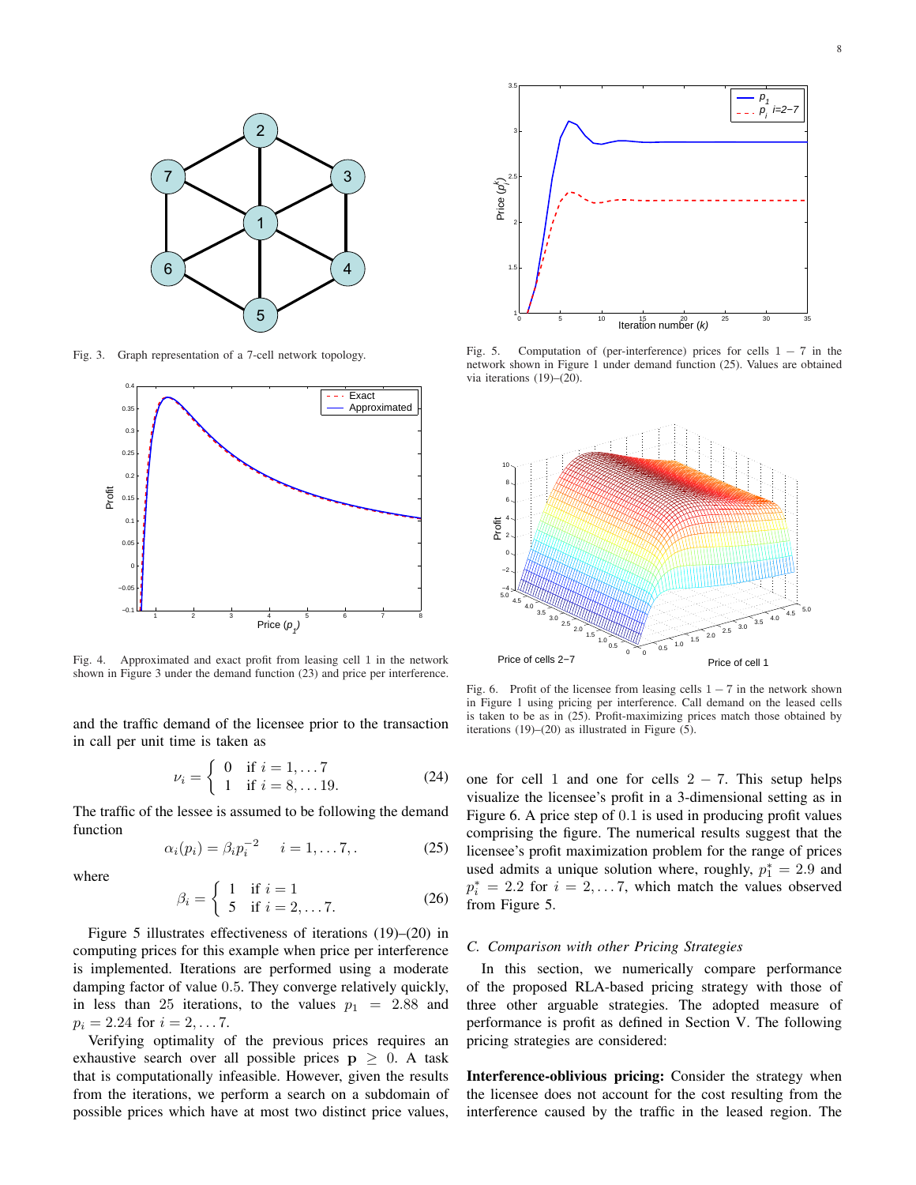Fig. 3. Graph representation of a 7-cell network topology.

Fig. 4. Approximated and exact profit from leasing cell 1 in the network shown in Figure 3 under the demand function (23) and price per interference.

and the traffic demand of the licensee prior to the transaction in call per unit time is taken as

$$\nu_i = \begin{cases} 0 & \text{if } i = 1, \dots 7 \\ 1 & \text{if } i = 8, \dots 19. \end{cases} \tag{24}$$

The traffic of the lessee is assumed to be following the demand function

$$\alpha_i(p_i) = \beta_i p_i^{-2} \quad i = 1, \dots 7, . \tag{25}$$

where

$$\beta_i = \begin{cases} 1 & \text{if } i = 1 \\ 5 & \text{if } i = 2, \dots 7. \end{cases} \tag{26}$$

Figure 5 illustrates effectiveness of iterations (19)–(20) in computing prices for this example when price per interference is implemented. Iterations are performed using a moderate damping factor of value 0.5. They converge relatively quickly, in less than 25 iterations, to the values $p_1 = 2.88$ and $p_i = 2.24$ for $i = 2, \dots 7$.

Verifying optimality of the previous prices requires an exhaustive search over all possible prices $\mathbf{p} \geq 0$. A task that is computationally infeasible. However, given the results from the iterations, we perform a search on a subdomain of possible prices which have at most two distinct price values, one for cell 1 and one for cells $2-7$. This setup helps visualize the licensee's profit in a 3-dimensional setting as in Figure 6. A price step of 0.1 is used in producing profit values comprising the figure. The numerical results suggest that the licensee's profit maximization problem for the range of prices used admits a unique solution where, roughly, $p_1^* = 2.9$ and $p_i^* = 2.2$ for $i = 2, \dots 7$, which match the values observed from Figure 5.

Fig. 5. Computation of (per-interference) prices for cells $1-7$ in the network shown in Figure 1 under demand function (25). Values are obtained via iterations (19)–(20).

Fig. 6. Profit of the licensee from leasing cells $1-7$ in the network shown in Figure 1 using pricing per interference. Call demand on the leased cells is taken to be as in (25). Profit-maximizing prices match those obtained by iterations (19)–(20) as illustrated in Figure (5).

### C. Comparison with other Pricing Strategies

In this section, we numerically compare performance of the proposed RLA-based pricing strategy with those of three other arguable strategies. The adopted measure of performance is profit as defined in Section V. The following pricing strategies are considered:

**Interference-oblivious pricing:** Consider the strategy when the licensee does not account for the cost resulting from the interference caused by the traffic in the leased region. The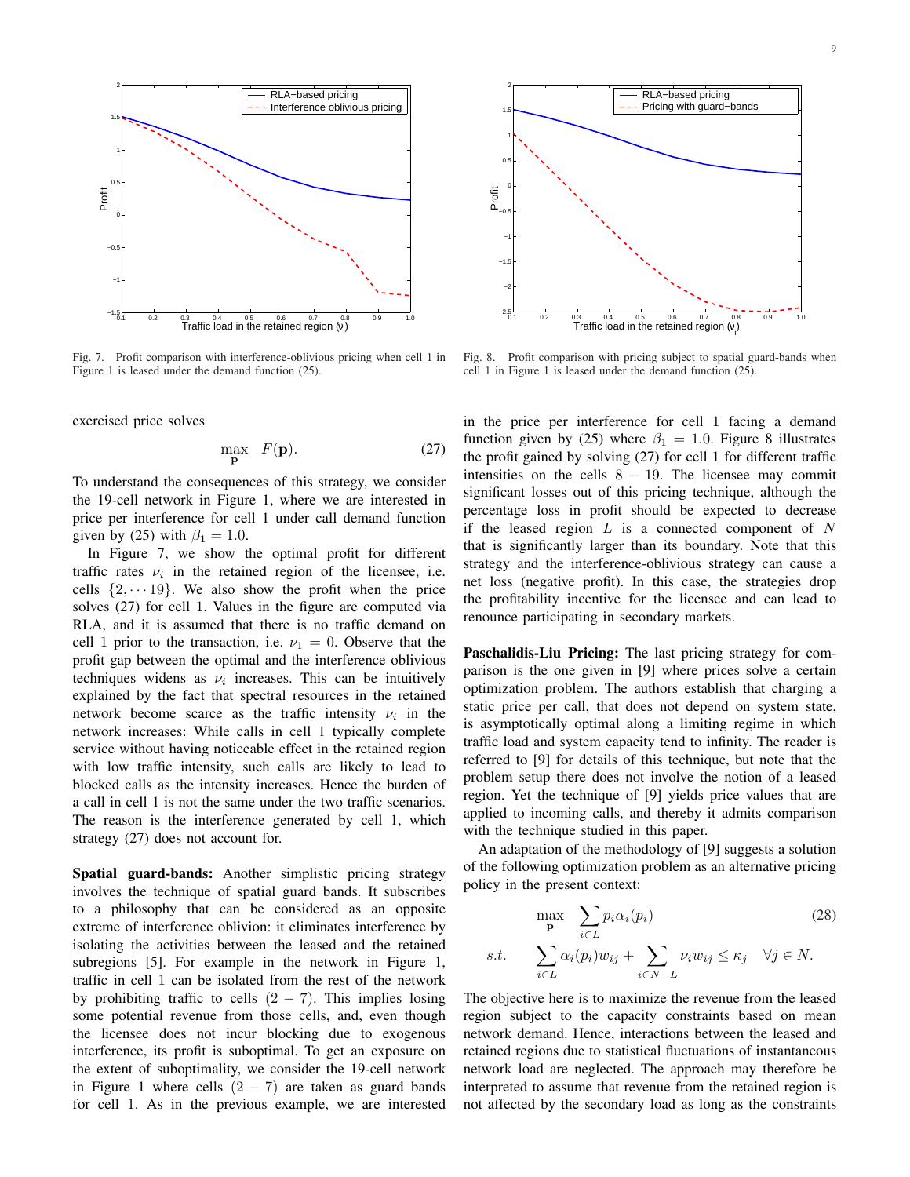Fig. 7. Profit comparison with interference-oblivious pricing when cell 1 in Figure 1 is leased under the demand function (25).

Fig. 8. Profit comparison with pricing subject to spatial guard-bands when cell 1 in Figure 1 is leased under the demand function (25).

exercised price solves

$$\max_{\mathbf{p}} \quad F(\mathbf{p}). \tag{27}$$

To understand the consequences of this strategy, we consider the 19-cell network in Figure 1, where we are interested in price per interference for cell 1 under call demand function given by (25) with $\beta_1 = 1.0$.

In Figure 7, we show the optimal profit for different traffic rates $\nu_i$ in the retained region of the licensee, i.e. cells $\{2, \cdots 19\}$. We also show the profit when the price solves (27) for cell 1. Values in the figure are computed via RLA, and it is assumed that there is no traffic demand on cell 1 prior to the transaction, i.e. $\nu_1 = 0$. Observe that the profit gap between the optimal and the interference oblivious techniques widens as $\nu_i$ increases. This can be intuitively explained by the fact that spectral resources in the retained network become scarce as the traffic intensity $\nu_i$ in the network increases: While calls in cell 1 typically complete service without having noticeable effect in the retained region with low traffic intensity, such calls are likely to lead to blocked calls as the intensity increases. Hence the burden of a call in cell 1 is not the same under the two traffic scenarios. The reason is the interference generated by cell 1, which strategy (27) does not account for.

**Spatial guard-bands:** Another simplistic pricing strategy involves the technique of spatial guard bands. It subscribes to a philosophy that can be considered as an opposite extreme of interference oblivion: it eliminates interference by isolating the activities between the leased and the retained subregions [5]. For example in the network in Figure 1, traffic in cell 1 can be isolated from the rest of the network by prohibiting traffic to cells $(2-7)$. This implies losing some potential revenue from those cells, and, even though the licensee does not incur blocking due to exogenous interference, its profit is suboptimal. To get an exposure on the extent of suboptimality, we consider the 19-cell network in Figure 1 where cells $(2-7)$ are taken as guard bands for cell 1. As in the previous example, we are interested in the price per interference for cell 1 facing a demand function given by (25) where $\beta_1 = 1.0$. Figure 8 illustrates the profit gained by solving (27) for cell 1 for different traffic intensities on the cells $8-19$. The licensee may commit significant losses out of this pricing technique, although the percentage loss in profit should be expected to decrease if the leased region $L$ is a connected component of $N$ that is significantly larger than its boundary. Note that this strategy and the interference-oblivious strategy can cause a net loss (negative profit). In this case, the strategies drop the profitability incentive for the licensee and can lead to renounce participating in secondary markets.

**Paschalidis-Liu Pricing:** The last pricing strategy for comparison is the one given in [9] where prices solve a certain optimization problem. The authors establish that charging a static price per call, that does not depend on system state, is asymptotically optimal along a limiting regime in which traffic load and system capacity tend to infinity. The reader is referred to [9] for details of this technique, but note that the problem setup there does not involve the notion of a leased region. Yet the technique of [9] yields price values that are applied to incoming calls, and thereby it admits comparison with the technique studied in this paper.

An adaptation of the methodology of [9] suggests a solution of the following optimization problem as an alternative pricing policy in the present context:

$$\max_{\mathbf{p}} \quad \sum_{i \in L} p_i \alpha_i(p_i) \tag{28}$$
$$s.t. \quad \sum_{i \in L} \alpha_i(p_i) w_{ij} + \sum_{i \in N-L} \nu_i w_{ij} \leq \kappa_j \quad \forall j \in N.$$

The objective here is to maximize the revenue from the leased region subject to the capacity constraints based on mean network demand. Hence, interactions between the leased and retained regions due to statistical fluctuations of instantaneous network load are neglected. The approach may therefore be interpreted to assume that revenue from the retained region is not affected by the secondary load as long as the constraints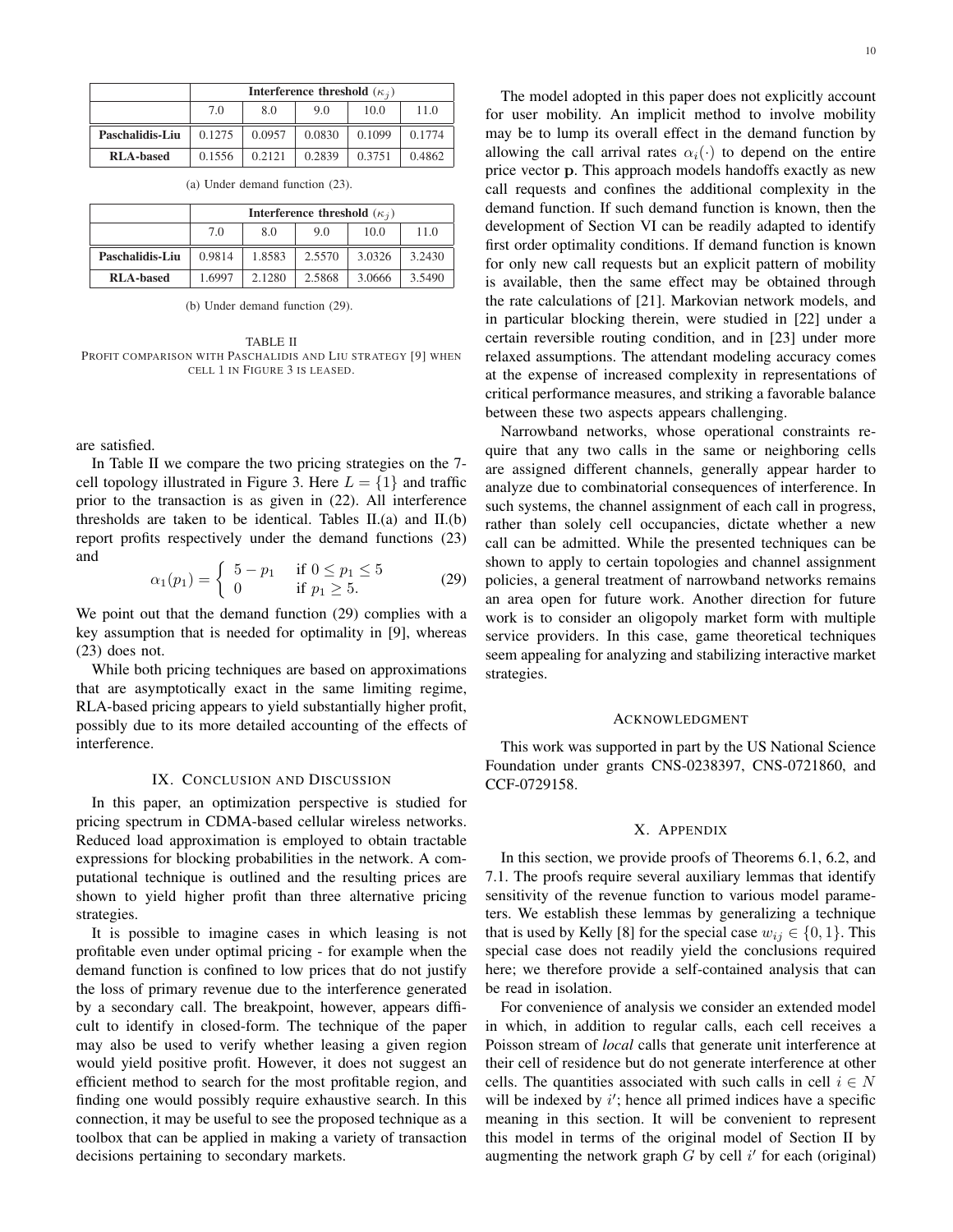| | Interference threshold ($\kappa_j$) | | | | |
|---|---|---|---|---|---|
| | 7.0 | 8.0 | 9.0 | 10.0 | 11.0 |
| **Paschalidis-Liu** | 0.1275 | 0.0957 | 0.0830 | 0.1099 | 0.1774 |
| **RLA-based** | 0.1556 | 0.2121 | 0.2839 | 0.3751 | 0.4862 |

(a) Under demand function (23).

| | Interference threshold ($\kappa_j$) | | | | |
|---|---|---|---|---|---|
| | 7.0 | 8.0 | 9.0 | 10.0 | 11.0 |
| **Paschalidis-Liu** | 0.9814 | 1.8583 | 2.5570 | 3.0326 | 3.2430 |
| **RLA-based** | 1.6997 | 2.1280 | 2.5868 | 3.0666 | 3.5490 |

(b) Under demand function (29).

TABLE II
PROFIT COMPARISON WITH PASCHALIDIS AND LIU STRATEGY [9] WHEN CELL 1 IN FIGURE 3 IS LEASED.

are satisfied.

In Table II we compare the two pricing strategies on the 7-cell topology illustrated in Figure 3. Here $L = \{1\}$ and traffic prior to the transaction is as given in (22). All interference thresholds are taken to be identical. Tables II.(a) and II.(b) report profits respectively under the demand functions (23) and

$$\alpha_1(p_1) = \begin{cases} 5 - p_1 & \text{if } 0 \leq p_1 \leq 5 \\ 0 & \text{if } p_1 \geq 5. \end{cases} \tag{29}$$

We point out that the demand function (29) complies with a key assumption that is needed for optimality in [9], whereas (23) does not.

While both pricing techniques are based on approximations that are asymptotically exact in the same limiting regime, RLA-based pricing appears to yield substantially higher profit, possibly due to its more detailed accounting of the effects of interference.

## IX. Conclusion and Discussion

In this paper, an optimization perspective is studied for pricing spectrum in CDMA-based cellular wireless networks. Reduced load approximation is employed to obtain tractable expressions for blocking probabilities in the network. A computational technique is outlined and the resulting prices are shown to yield higher profit than three alternative pricing strategies.

It is possible to imagine cases in which leasing is not profitable even under optimal pricing - for example when the demand function is confined to low prices that do not justify the loss of primary revenue due to the interference generated by a secondary call. The breakpoint, however, appears difficult to identify in closed-form. The technique of the paper may also be used to verify whether leasing a given region would yield positive profit. However, it does not suggest an efficient method to search for the most profitable region, and finding one would possibly require exhaustive search. In this connection, it may be useful to see the proposed technique as a toolbox that can be applied in making a variety of transaction decisions pertaining to secondary markets.

The model adopted in this paper does not explicitly account for user mobility. An implicit method to involve mobility may be to lump its overall effect in the demand function by allowing the call arrival rates $\alpha_i(\cdot)$ to depend on the entire price vector $\mathbf{p}$. This approach models handoffs exactly as new call requests and confines the additional complexity in the demand function. If such demand function is known, then the development of Section VI can be readily adapted to identify first order optimality conditions. If demand function is known for only new call requests but an explicit pattern of mobility is available, then the same effect may be obtained through the rate calculations of [21]. Markovian network models, and in particular blocking therein, were studied in [22] under a certain reversible routing condition, and in [23] under more relaxed assumptions. The attendant modeling accuracy comes at the expense of increased complexity in representations of critical performance measures, and striking a favorable balance between these two aspects appears challenging.

Narrowband networks, whose operational constraints require that any two calls in the same or neighboring cells are assigned different channels, generally appear harder to analyze due to combinatorial consequences of interference. In such systems, the channel assignment of each call in progress, rather than solely cell occupancies, dictate whether a new call can be admitted. While the presented techniques can be shown to apply to certain topologies and channel assignment policies, a general treatment of narrowband networks remains an area open for future work. Another direction for future work is to consider an oligopoly market form with multiple service providers. In this case, game theoretical techniques seem appealing for analyzing and stabilizing interactive market strategies.

## Acknowledgment

This work was supported in part by the US National Science Foundation under grants CNS-0238397, CNS-0721860, and CCF-0729158.

## X. Appendix

In this section, we provide proofs of Theorems 6.1, 6.2, and 7.1. The proofs require several auxiliary lemmas that identify sensitivity of the revenue function to various model parameters. We establish these lemmas by generalizing a technique that is used by Kelly [8] for the special case $w_{ij} \in \{0, 1\}$. This special case does not readily yield the conclusions required here; we therefore provide a self-contained analysis that can be read in isolation.

For convenience of analysis we consider an extended model in which, in addition to regular calls, each cell receives a Poisson stream of *local* calls that generate unit interference at their cell of residence but do not generate interference at other cells. The quantities associated with such calls in cell $i \in N$ will be indexed by $i'$; hence all primed indices have a specific meaning in this section. It will be convenient to represent this model in terms of the original model of Section II by augmenting the network graph $G$ by cell $i'$ for each (original)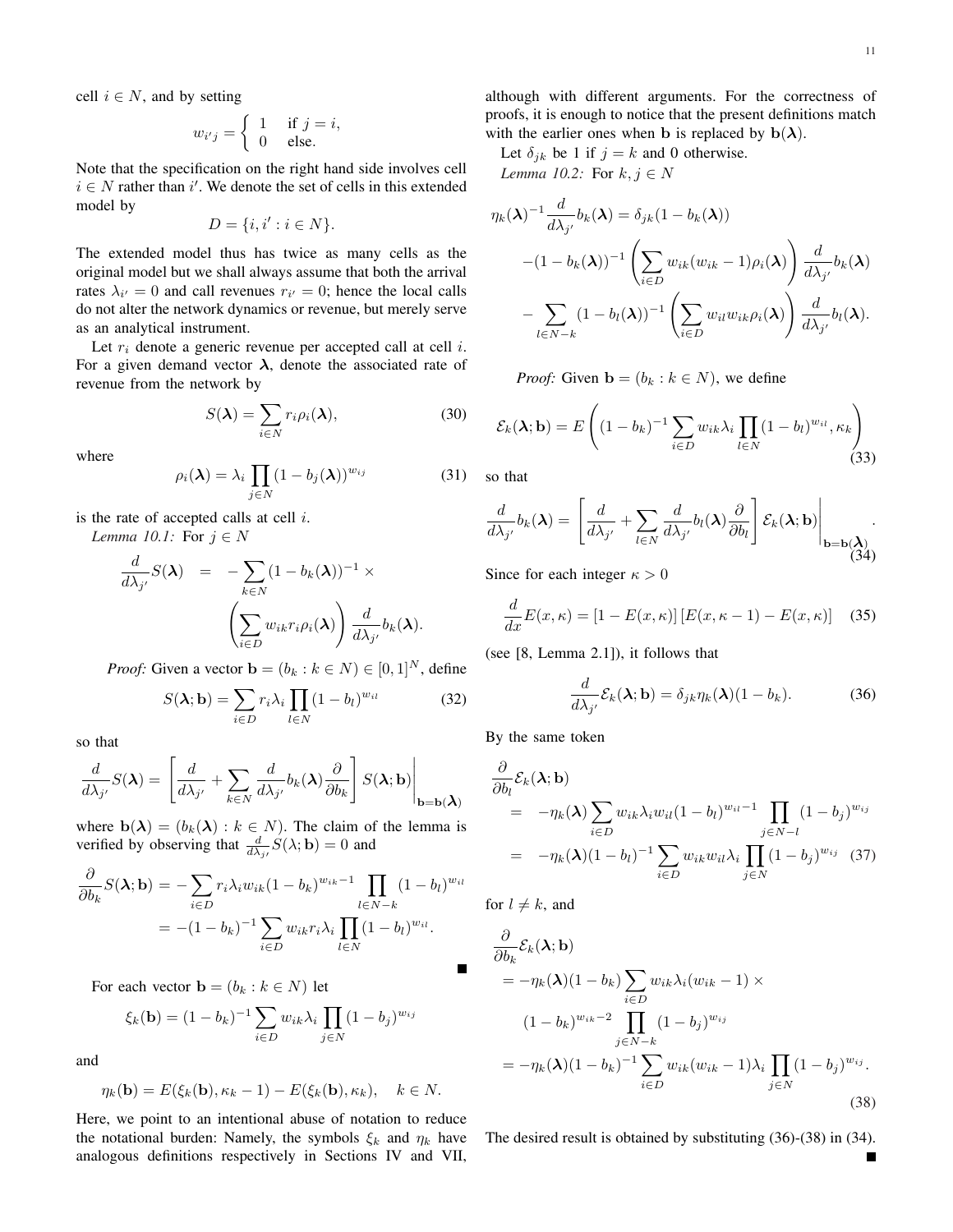cell $i \in N$, and by setting

$$w_{i'j} = \begin{cases} 1 & \text{if } j = i, \\ 0 & \text{else.} \end{cases}$$

Note that the specification on the right hand side involves cell $i \in N$ rather than $i'$. We denote the set of cells in this extended model by

$$D = \{i, i' : i \in N\}.$$

The extended model thus has twice as many cells as the original model but we shall always assume that both the arrival rates $\lambda_{i'} = 0$ and call revenues $r_{i'} = 0$; hence the local calls do not alter the network dynamics or revenue, but merely serve as an analytical instrument.

Let $r_i$ denote a generic revenue per accepted call at cell $i$. For a given demand vector $\boldsymbol{\lambda}$, denote the associated rate of revenue from the network by

$$S(\boldsymbol{\lambda}) = \sum_{i \in N} r_i \rho_i(\boldsymbol{\lambda}), \tag{30}$$

where

$$\rho_i(\boldsymbol{\lambda}) = \lambda_i \prod_{j \in N} (1 - b_j(\boldsymbol{\lambda}))^{w_{ij}} \tag{31}$$

is the rate of accepted calls at cell $i$.

*Lemma 10.1:* For $j \in N$

$$\begin{aligned} \frac{d}{d\lambda_{j'}} S(\boldsymbol{\lambda}) &= -\sum_{k \in N} (1 - b_k(\boldsymbol{\lambda}))^{-1} \times \\ &\qquad \left( \sum_{i \in D} w_{ik} r_i \rho_i(\boldsymbol{\lambda}) \right) \frac{d}{d\lambda_{j'}} b_k(\boldsymbol{\lambda}). \end{aligned}$$

*Proof:* Given a vector $\mathbf{b} = (b_k : k \in N) \in [0,1]^N$, define

$$S(\boldsymbol{\lambda}; \mathbf{b}) = \sum_{i \in D} r_i \lambda_i \prod_{l \in N} (1 - b_l)^{w_{il}} \tag{32}$$

so that

$$\frac{d}{d\lambda_{j'}} S(\boldsymbol{\lambda}) = \left[ \frac{d}{d\lambda_{j'}} + \sum_{k \in N} \frac{d}{d\lambda_{j'}} b_k(\boldsymbol{\lambda}) \frac{\partial}{\partial b_k} \right] S(\boldsymbol{\lambda}; \mathbf{b}) \Bigg|_{\mathbf{b} = \mathbf{b}(\boldsymbol{\lambda})}$$

where $\mathbf{b}(\boldsymbol{\lambda}) = (b_k(\boldsymbol{\lambda}) : k \in N)$. The claim of the lemma is verified by observing that $\frac{d}{d\lambda_{j'}} S(\lambda; \mathbf{b}) = 0$ and

$$\begin{aligned} \frac{\partial}{\partial b_k} S(\boldsymbol{\lambda}; \mathbf{b}) &= -\sum_{i \in D} r_i \lambda_i w_{ik} (1 - b_k)^{w_{ik} - 1} \prod_{l \in N - k} (1 - b_l)^{w_{il}} \\ &= -(1 - b_k)^{-1} \sum_{i \in D} w_{ik} r_i \lambda_i \prod_{l \in N} (1 - b_l)^{w_{il}}. \end{aligned}$$

■

For each vector $\mathbf{b} = (b_k : k \in N)$ let

$$\xi_k(\mathbf{b}) = (1 - b_k)^{-1} \sum_{i \in D} w_{ik} \lambda_i \prod_{j \in N} (1 - b_j)^{w_{ij}}$$

and

$$\eta_k(\mathbf{b}) = E(\xi_k(\mathbf{b}), \kappa_k - 1) - E(\xi_k(\mathbf{b}), \kappa_k), \quad k \in N.$$

Here, we point to an intentional abuse of notation to reduce the notational burden: Namely, the symbols $\xi_k$ and $\eta_k$ have analogous definitions respectively in Sections IV and VII, although with different arguments. For the correctness of proofs, it is enough to notice that the present definitions match with the earlier ones when $\mathbf{b}$ is replaced by $\mathbf{b}(\boldsymbol{\lambda})$.

Let $\delta_{jk}$ be 1 if $j = k$ and 0 otherwise.

*Lemma 10.2:* For $k, j \in N$

$$\begin{aligned} \eta_k(\boldsymbol{\lambda})^{-1} \frac{d}{d\lambda_{j'}} b_k(\boldsymbol{\lambda}) &= \delta_{jk}(1 - b_k(\boldsymbol{\lambda})) \\ &\quad -(1 - b_k(\boldsymbol{\lambda}))^{-1} \left( \sum_{i \in D} w_{ik}(w_{ik} - 1) \rho_i(\boldsymbol{\lambda}) \right) \frac{d}{d\lambda_{j'}} b_k(\boldsymbol{\lambda}) \\ &\quad - \sum_{l \in N - k} (1 - b_l(\boldsymbol{\lambda}))^{-1} \left( \sum_{i \in D} w_{il} w_{ik} \rho_i(\boldsymbol{\lambda}) \right) \frac{d}{d\lambda_{j'}} b_l(\boldsymbol{\lambda}). \end{aligned}$$

*Proof:* Given $\mathbf{b} = (b_k : k \in N)$, we define

$$\mathcal{E}_k(\boldsymbol{\lambda}; \mathbf{b}) = E\left( (1 - b_k)^{-1} \sum_{i \in D} w_{ik} \lambda_i \prod_{l \in N} (1 - b_l)^{w_{il}}, \kappa_k \right) \tag{33}$$

so that

$$\frac{d}{d\lambda_{j'}} b_k(\boldsymbol{\lambda}) = \left[ \frac{d}{d\lambda_{j'}} + \sum_{l \in N} \frac{d}{d\lambda_{j'}} b_l(\boldsymbol{\lambda}) \frac{\partial}{\partial b_l} \right] \mathcal{E}_k(\boldsymbol{\lambda}; \mathbf{b}) \Bigg|_{\mathbf{b} = \mathbf{b}(\boldsymbol{\lambda})}. \tag{34}$$

Since for each integer $\kappa > 0$

$$\frac{d}{dx} E(x, \kappa) = [1 - E(x, \kappa)] \left[ E(x, \kappa - 1) - E(x, \kappa) \right] \tag{35}$$

(see [8, Lemma 2.1]), it follows that

$$\frac{d}{d\lambda_{j'}} \mathcal{E}_k(\boldsymbol{\lambda}; \mathbf{b}) = \delta_{jk} \eta_k(\boldsymbol{\lambda})(1 - b_k). \tag{36}$$

By the same token

$$\begin{aligned} &\frac{\partial}{\partial b_l} \mathcal{E}_k(\boldsymbol{\lambda}; \mathbf{b}) \\ &= -\eta_k(\boldsymbol{\lambda}) \sum_{i \in D} w_{ik} \lambda_i w_{il} (1 - b_l)^{w_{il} - 1} \prod_{j \in N - l} (1 - b_j)^{w_{ij}} \\ &= -\eta_k(\boldsymbol{\lambda})(1 - b_l)^{-1} \sum_{i \in D} w_{ik} w_{il} \lambda_i \prod_{j \in N} (1 - b_j)^{w_{ij}} \end{aligned} \tag{37}$$

for $l \neq k$, and

$$\begin{aligned} &\frac{\partial}{\partial b_k} \mathcal{E}_k(\boldsymbol{\lambda}; \mathbf{b}) \\ &= -\eta_k(\boldsymbol{\lambda})(1 - b_k) \sum_{i \in D} w_{ik} \lambda_i (w_{ik} - 1) \times \\ &\qquad (1 - b_k)^{w_{ik} - 2} \prod_{j \in N - k} (1 - b_j)^{w_{ij}} \\ &= -\eta_k(\boldsymbol{\lambda})(1 - b_k)^{-1} \sum_{i \in D} w_{ik}(w_{ik} - 1) \lambda_i \prod_{j \in N} (1 - b_j)^{w_{ij}}. \end{aligned} \tag{38}$$

The desired result is obtained by substituting (36)-(38) in (34). ■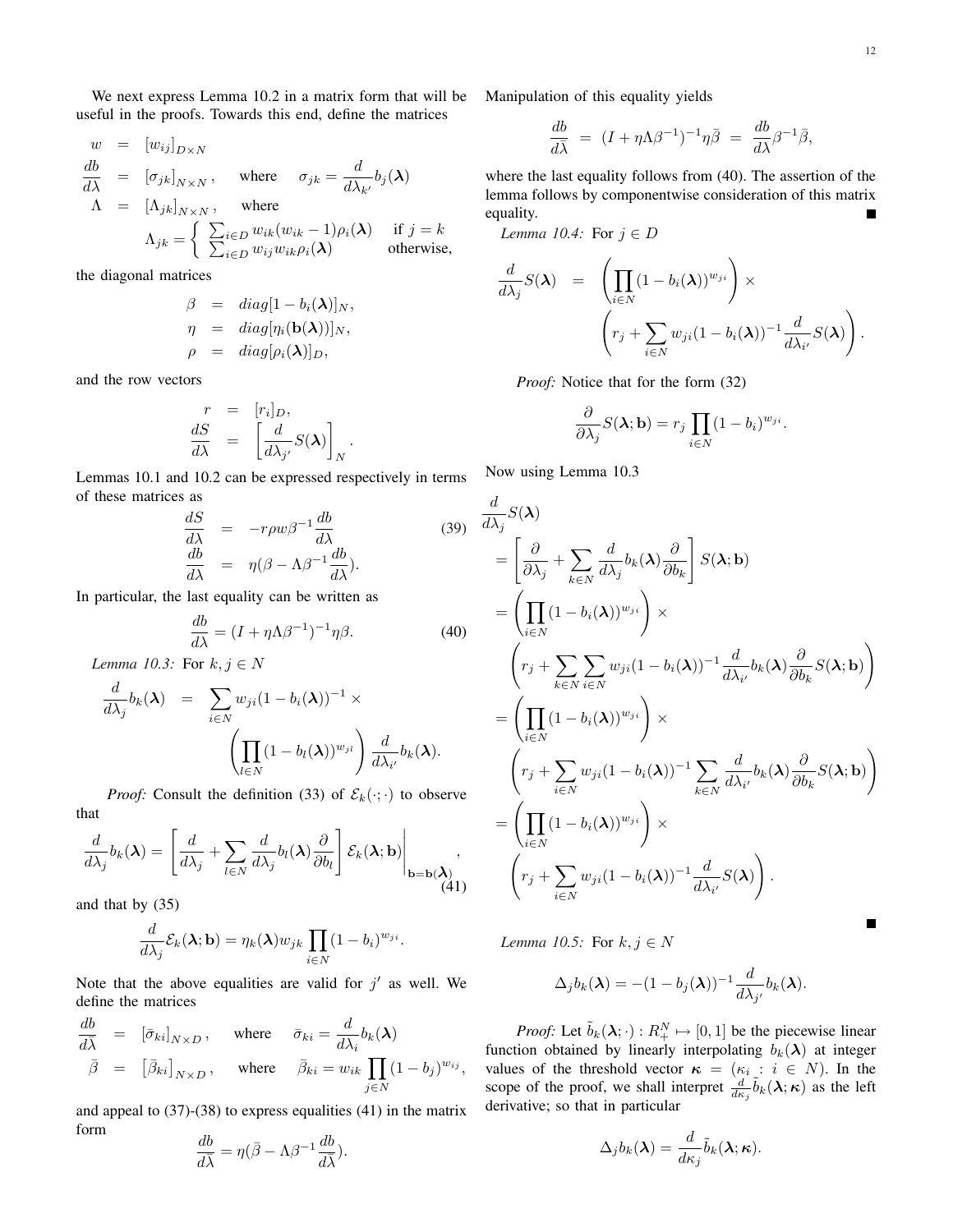We next express Lemma 10.2 in a matrix form that will be useful in the proofs. Towards this end, define the matrices

$$
\begin{aligned}
w &= [w_{ij}]_{D\times N} \\
\frac{db}{d\lambda} &= [\sigma_{jk}]_{N\times N}, \quad \text{where} \quad \sigma_{jk} = \frac{d}{d\lambda_{k'}} b_j(\boldsymbol{\lambda}) \\
\Lambda &= [\Lambda_{jk}]_{N\times N}, \quad \text{where} \\
& \Lambda_{jk} = \begin{cases} \sum_{i\in D} w_{ik}(w_{ik}-1)\rho_i(\boldsymbol{\lambda}) & \text{if } j=k \\ \sum_{i\in D} w_{ij}w_{ik}\rho_i(\boldsymbol{\lambda}) & \text{otherwise,} \end{cases}
\end{aligned}
$$

the diagonal matrices

$$
\begin{aligned}
\beta &= diag[1-b_i(\boldsymbol{\lambda})]_N, \\
\eta &= diag[\eta_i(\mathbf{b}(\boldsymbol{\lambda}))]_N, \\
\rho &= diag[\rho_i(\boldsymbol{\lambda})]_D,
\end{aligned}
$$

and the row vectors

$$
\begin{aligned}
r &= [r_i]_D, \\
\frac{dS}{d\lambda} &= \left[\frac{d}{d\lambda_{j'}} S(\boldsymbol{\lambda})\right]_N .
\end{aligned}
$$

Lemmas 10.1 and 10.2 can be expressed respectively in terms of these matrices as

$$
\begin{aligned}
\frac{dS}{d\lambda} &= -r\rho w \beta^{-1}\frac{db}{d\lambda} \qquad (39)\\
\frac{db}{d\lambda} &= \eta(\beta - \Lambda\beta^{-1}\frac{db}{d\lambda}).
\end{aligned}
$$

In particular, the last equality can be written as

$$
\frac{db}{d\lambda} = (I + \eta\Lambda\beta^{-1})^{-1}\eta\beta. \qquad (40)
$$

*Lemma 10.3:* For $k, j \in N$

$$
\frac{d}{d\lambda_j} b_k(\boldsymbol{\lambda}) = \sum_{i\in N} w_{ji}(1-b_i(\boldsymbol{\lambda}))^{-1} \times \left(\prod_{l\in N}(1-b_l(\boldsymbol{\lambda}))^{w_{jl}}\right)\frac{d}{d\lambda_{i'}} b_k(\boldsymbol{\lambda}).
$$

*Proof:* Consult the definition (33) of $\mathcal{E}_k(\cdot;\cdot)$ to observe that

$$
\frac{d}{d\lambda_j} b_k(\boldsymbol{\lambda}) = \left[\frac{d}{d\lambda_j} + \sum_{l\in N}\frac{d}{d\lambda_j} b_l(\boldsymbol{\lambda})\frac{\partial}{\partial b_l}\right]\mathcal{E}_k(\boldsymbol{\lambda};\mathbf{b})\Bigg|_{\mathbf{b}=\mathbf{b}(\boldsymbol{\lambda})}, \qquad (41)
$$

and that by (35)

$$
\frac{d}{d\lambda_j}\mathcal{E}_k(\boldsymbol{\lambda};\mathbf{b}) = \eta_k(\boldsymbol{\lambda}) w_{jk}\prod_{i\in N}(1-b_i)^{w_{ji}}.
$$

Note that the above equalities are valid for $j'$ as well. We define the matrices

$$
\begin{aligned}
\frac{db}{d\lambda} &= [\bar{\sigma}_{ki}]_{N\times D}, \quad \text{where} \quad \bar{\sigma}_{ki} = \frac{d}{d\lambda_i} b_k(\boldsymbol{\lambda}) \\
\bar{\beta} &= [\bar{\beta}_{ki}]_{N\times D}, \quad \text{where} \quad \bar{\beta}_{ki} = w_{ik}\prod_{j\in N}(1-b_j)^{w_{ij}},
\end{aligned}
$$

and appeal to (37)-(38) to express equalities (41) in the matrix form

$$
\frac{db}{d\lambda} = \eta(\bar{\beta} - \Lambda\beta^{-1}\frac{db}{d\lambda}).
$$

Manipulation of this equality yields

$$
\frac{db}{d\lambda} = (I + \eta\Lambda\beta^{-1})^{-1}\eta\bar{\beta} = \frac{db}{d\lambda}\beta^{-1}\bar{\beta},
$$

where the last equality follows from (40). The assertion of the lemma follows by componentwise consideration of this matrix equality. ■

*Lemma 10.4:* For $j \in D$

$$
\frac{d}{d\lambda_j} S(\boldsymbol{\lambda}) = \left(\prod_{i\in N}(1-b_i(\boldsymbol{\lambda}))^{w_{ji}}\right) \times \left(r_j + \sum_{i\in N} w_{ji}(1-b_i(\boldsymbol{\lambda}))^{-1}\frac{d}{d\lambda_{i'}} S(\boldsymbol{\lambda})\right).
$$

*Proof:* Notice that for the form (32)

$$
\frac{\partial}{\partial\lambda_j} S(\boldsymbol{\lambda};\mathbf{b}) = r_j\prod_{i\in N}(1-b_i)^{w_{ji}}.
$$

Now using Lemma 10.3

$$
\begin{aligned}
&\frac{d}{d\lambda_j} S(\boldsymbol{\lambda}) \\
&= \left[\frac{\partial}{\partial\lambda_j} + \sum_{k\in N}\frac{d}{d\lambda_j} b_k(\boldsymbol{\lambda})\frac{\partial}{\partial b_k}\right] S(\boldsymbol{\lambda};\mathbf{b}) \\
&= \left(\prod_{i\in N}(1-b_i(\boldsymbol{\lambda}))^{w_{ji}}\right) \times \\
&\quad \left(r_j + \sum_{k\in N}\sum_{i\in N} w_{ji}(1-b_i(\boldsymbol{\lambda}))^{-1}\frac{d}{d\lambda_{i'}} b_k(\boldsymbol{\lambda})\frac{\partial}{\partial b_k} S(\boldsymbol{\lambda};\mathbf{b})\right) \\
&= \left(\prod_{i\in N}(1-b_i(\boldsymbol{\lambda}))^{w_{ji}}\right) \times \\
&\quad \left(r_j + \sum_{i\in N} w_{ji}(1-b_i(\boldsymbol{\lambda}))^{-1}\sum_{k\in N}\frac{d}{d\lambda_{i'}} b_k(\boldsymbol{\lambda})\frac{\partial}{\partial b_k} S(\boldsymbol{\lambda};\mathbf{b})\right) \\
&= \left(\prod_{i\in N}(1-b_i(\boldsymbol{\lambda}))^{w_{ji}}\right) \times \\
&\quad \left(r_j + \sum_{i\in N} w_{ji}(1-b_i(\boldsymbol{\lambda}))^{-1}\frac{d}{d\lambda_{i'}} S(\boldsymbol{\lambda})\right).
\end{aligned}
$$

■

*Lemma 10.5:* For $k, j \in N$

$$
\Delta_j b_k(\boldsymbol{\lambda}) = -(1-b_j(\boldsymbol{\lambda}))^{-1}\frac{d}{d\lambda_{j'}} b_k(\boldsymbol{\lambda}).
$$

*Proof:* Let $\tilde{b}_k(\boldsymbol{\lambda};\cdot): R_+^N \mapsto [0,1]$ be the piecewise linear function obtained by linearly interpolating $b_k(\boldsymbol{\lambda})$ at integer values of the threshold vector $\boldsymbol{\kappa} = (\kappa_i : i \in N)$. In the scope of the proof, we shall interpret $\frac{d}{d\kappa_j}\tilde{b}_k(\boldsymbol{\lambda};\boldsymbol{\kappa})$ as the left derivative; so that in particular

$$
\Delta_j b_k(\boldsymbol{\lambda}) = \frac{d}{d\kappa_j}\tilde{b}_k(\boldsymbol{\lambda};\boldsymbol{\kappa}).
$$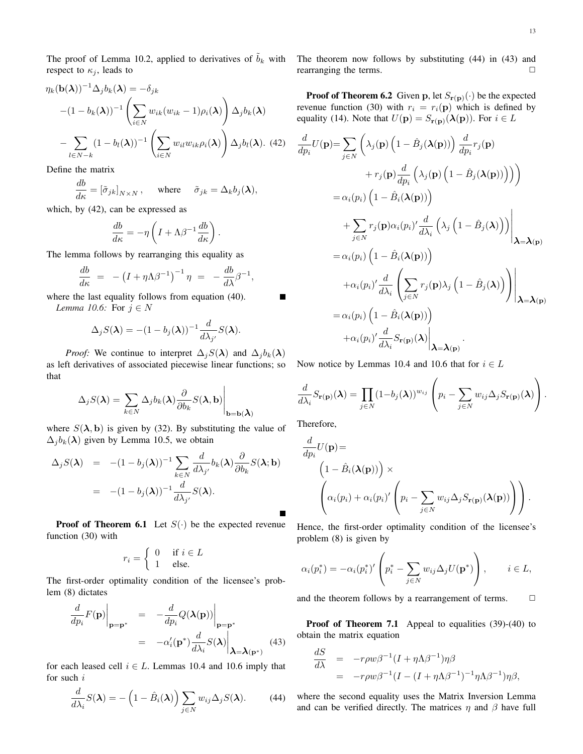The proof of Lemma 10.2, applied to derivatives of $\tilde{b}_k$ with respect to $\kappa_j$, leads to

$$
\begin{aligned}
\eta_k(\mathbf{b}(\boldsymbol{\lambda}))^{-1}\Delta_j b_k(\boldsymbol{\lambda}) &= -\delta_{jk} \\
&-(1-b_k(\boldsymbol{\lambda}))^{-1}\left(\sum_{i\in N} w_{ik}(w_{ik}-1)\rho_i(\boldsymbol{\lambda})\right)\Delta_j b_k(\boldsymbol{\lambda}) \\
&-\sum_{l\in N-k}(1-b_l(\boldsymbol{\lambda}))^{-1}\left(\sum_{i\in N} w_{il}w_{ik}\rho_i(\boldsymbol{\lambda})\right)\Delta_j b_l(\boldsymbol{\lambda}). \quad (42)
\end{aligned}
$$

Define the matrix

$$
\frac{db}{d\kappa} = [\tilde{\sigma}_{jk}]_{N\times N}, \qquad \text{where} \qquad \tilde{\sigma}_{jk} = \Delta_k b_j(\boldsymbol{\lambda}),
$$

which, by (42), can be expressed as

$$
\frac{db}{d\kappa} = -\eta\left(I + \Lambda\beta^{-1}\frac{db}{d\kappa}\right).
$$

The lemma follows by rearranging this equality as

$$
\frac{db}{d\kappa} = -\left(I + \eta\Lambda\beta^{-1}\right)^{-1}\eta = -\frac{db}{d\lambda}\beta^{-1},
$$

where the last equality follows from equation (40). ∎

*Lemma 10.6:* For $j \in N$

$$
\Delta_j S(\boldsymbol{\lambda}) = -(1-b_j(\boldsymbol{\lambda}))^{-1}\frac{d}{d\lambda_{j'}}S(\boldsymbol{\lambda}).
$$

*Proof:* We continue to interpret $\Delta_j S(\boldsymbol{\lambda})$ and $\Delta_j b_k(\boldsymbol{\lambda})$ as left derivatives of associated piecewise linear functions; so that

$$
\Delta_j S(\boldsymbol{\lambda}) = \sum_{k\in N}\Delta_j b_k(\boldsymbol{\lambda})\frac{\partial}{\partial b_k}S(\boldsymbol{\lambda},\mathbf{b})\bigg|_{\mathbf{b}=\mathbf{b}(\boldsymbol{\lambda})}
$$

where $S(\boldsymbol{\lambda},\mathbf{b})$ is given by (32). By substituting the value of $\Delta_j b_k(\boldsymbol{\lambda})$ given by Lemma 10.5, we obtain

$$
\begin{aligned}
\Delta_j S(\boldsymbol{\lambda}) &= -(1-b_j(\boldsymbol{\lambda}))^{-1}\sum_{k\in N}\frac{d}{d\lambda_{j'}}b_k(\boldsymbol{\lambda})\frac{\partial}{\partial b_k}S(\boldsymbol{\lambda};\mathbf{b}) \\
&= -(1-b_j(\boldsymbol{\lambda}))^{-1}\frac{d}{d\lambda_{j'}}S(\boldsymbol{\lambda}).
\end{aligned}
$$

∎

**Proof of Theorem 6.1** Let $S(\cdot)$ be the expected revenue function (30) with

$$
r_i = \begin{cases} 0 & \text{if } i \in L \\ 1 & \text{else.}\end{cases}
$$

The first-order optimality condition of the licensee's problem (8) dictates

$$
\begin{aligned}
\frac{d}{dp_i}F(\mathbf{p})\bigg|_{\mathbf{p}=\mathbf{p}^*} &= -\frac{d}{dp_i}Q(\boldsymbol{\lambda}(\mathbf{p}))\bigg|_{\mathbf{p}=\mathbf{p}^*} \\
&= -\alpha_i'(\mathbf{p}^*)\frac{d}{d\lambda_i}S(\boldsymbol{\lambda})\bigg|_{\boldsymbol{\lambda}=\boldsymbol{\lambda}(\mathbf{p}^*)} \quad (43)
\end{aligned}
$$

for each leased cell $i \in L$. Lemmas 10.4 and 10.6 imply that for such $i$

$$
\frac{d}{d\lambda_i}S(\boldsymbol{\lambda}) = -\left(1-\hat{B}_i(\boldsymbol{\lambda})\right)\sum_{j\in N}w_{ij}\Delta_j S(\boldsymbol{\lambda}). \quad (44)
$$

The theorem now follows by substituting (44) in (43) and rearranging the terms. □

**Proof of Theorem 6.2** Given $\mathbf{p}$, let $S_{\mathbf{r}(\mathbf{p})}(\cdot)$ be the expected revenue function (30) with $r_i = r_i(\mathbf{p})$ which is defined by equality (14). Note that $U(\mathbf{p}) = S_{\mathbf{r}(\mathbf{p})}(\boldsymbol{\lambda}(\mathbf{p}))$. For $i \in L$

$$
\begin{aligned}
\frac{d}{dp_i}U(\mathbf{p}) &= \sum_{j\in N}\Bigg(\lambda_j(\mathbf{p})\left(1-\hat{B}_j(\boldsymbol{\lambda}(\mathbf{p}))\right)\frac{d}{dp_i}r_j(\mathbf{p}) \\
&\qquad + r_j(\mathbf{p})\frac{d}{dp_i}\left(\lambda_j(\mathbf{p})\left(1-\hat{B}_j(\boldsymbol{\lambda}(\mathbf{p}))\right)\right)\Bigg) \\
&= \alpha_i(p_i)\left(1-\hat{B}_i(\boldsymbol{\lambda}(\mathbf{p}))\right) \\
&\qquad + \sum_{j\in N}r_j(\mathbf{p})\alpha_i(p_i)'\frac{d}{d\lambda_i}\left(\lambda_j\left(1-\hat{B}_j(\boldsymbol{\lambda})\right)\right)\bigg|_{\boldsymbol{\lambda}=\boldsymbol{\lambda}(\mathbf{p})} \\
&= \alpha_i(p_i)\left(1-\hat{B}_i(\boldsymbol{\lambda}(\mathbf{p}))\right) \\
&\qquad + \alpha_i(p_i)'\frac{d}{d\lambda_i}\left(\sum_{j\in N}r_j(\mathbf{p})\lambda_j\left(1-\hat{B}_j(\boldsymbol{\lambda})\right)\right)\bigg|_{\boldsymbol{\lambda}=\boldsymbol{\lambda}(\mathbf{p})} \\
&= \alpha_i(p_i)\left(1-\hat{B}_i(\boldsymbol{\lambda}(\mathbf{p}))\right) \\
&\qquad + \alpha_i(p_i)'\frac{d}{d\lambda_i}S_{\mathbf{r}(\mathbf{p})}(\boldsymbol{\lambda})\bigg|_{\boldsymbol{\lambda}=\boldsymbol{\lambda}(\mathbf{p})}.
\end{aligned}
$$

Now notice by Lemmas 10.4 and 10.6 that for $i \in L$

$$
\frac{d}{d\lambda_i}S_{\mathbf{r}(\mathbf{p})}(\boldsymbol{\lambda}) = \prod_{j\in N}(1-b_j(\boldsymbol{\lambda}))^{w_{ij}}\left(p_i - \sum_{j\in N}w_{ij}\Delta_j S_{\mathbf{r}(\mathbf{p})}(\boldsymbol{\lambda})\right).
$$

Therefore,

$$
\begin{aligned}
&\frac{d}{dp_i}U(\mathbf{p}) = \\
&\quad \left(1-\hat{B}_i(\boldsymbol{\lambda}(\mathbf{p}))\right)\times \\
&\quad \left(\alpha_i(p_i) + \alpha_i(p_i)'\left(p_i - \sum_{j\in N}w_{ij}\Delta_j S_{\mathbf{r}(\mathbf{p})}(\boldsymbol{\lambda}(\mathbf{p}))\right)\right).
\end{aligned}
$$

Hence, the first-order optimality condition of the licensee's problem (8) is given by

$$
\alpha_i(p_i^*) = -\alpha_i(p_i^*)'\left(p_i^* - \sum_{j\in N}w_{ij}\Delta_j U(\mathbf{p}^*)\right), \qquad i \in L,
$$

and the theorem follows by a rearrangement of terms. □

**Proof of Theorem 7.1** Appeal to equalities (39)-(40) to obtain the matrix equation

$$
\begin{aligned}
\frac{dS}{d\lambda} &= -r\rho w\beta^{-1}(I + \eta\Lambda\beta^{-1})\eta\beta \\
&= -r\rho w\beta^{-1}(I - (I + \eta\Lambda\beta^{-1})^{-1}\eta\Lambda\beta^{-1})\eta\beta,
\end{aligned}
$$

where the second equality uses the Matrix Inversion Lemma and can be verified directly. The matrices $\eta$ and $\beta$ have full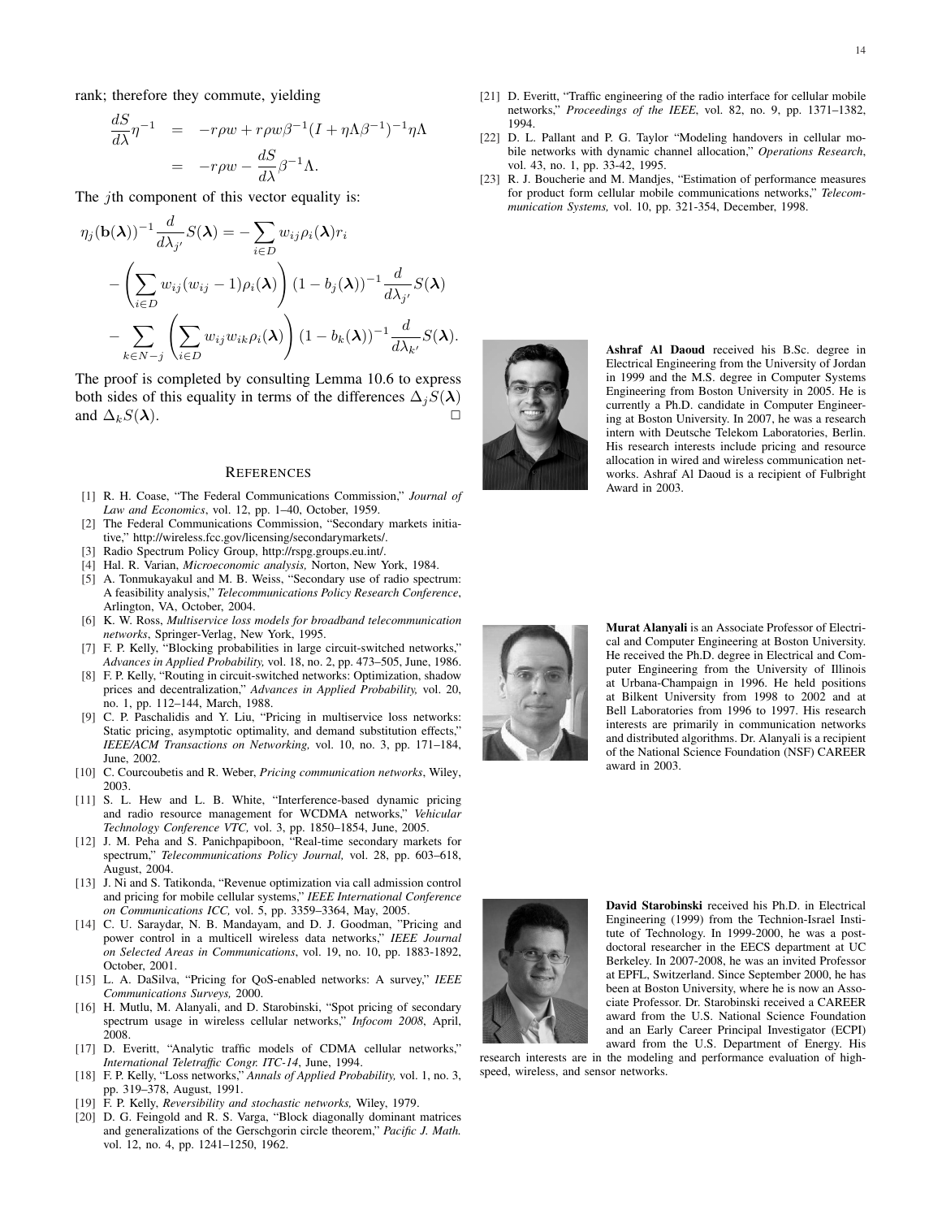rank; therefore they commute, yielding

$$
\begin{aligned}
\frac{dS}{d\lambda}\eta^{-1} &= -r\rho w + r\rho w\beta^{-1}(I + \eta\Lambda\beta^{-1})^{-1}\eta\Lambda \\
&= -r\rho w - \frac{dS}{d\lambda}\beta^{-1}\Lambda.
\end{aligned}
$$

The $j$th component of this vector equality is:

$$
\begin{aligned}
\eta_j(\mathbf{b}(\boldsymbol{\lambda}))^{-1}\frac{d}{d\lambda_{j'}}S(\boldsymbol{\lambda}) &= -\sum_{i\in D} w_{ij}\rho_i(\boldsymbol{\lambda})r_i \\
&- \left(\sum_{i\in D} w_{ij}(w_{ij}-1)\rho_i(\boldsymbol{\lambda})\right)(1-b_j(\boldsymbol{\lambda}))^{-1}\frac{d}{d\lambda_{j'}}S(\boldsymbol{\lambda}) \\
&- \sum_{k\in N-j}\left(\sum_{i\in D} w_{ij}w_{ik}\rho_i(\boldsymbol{\lambda})\right)(1-b_k(\boldsymbol{\lambda}))^{-1}\frac{d}{d\lambda_{k'}}S(\boldsymbol{\lambda}).
\end{aligned}
$$

The proof is completed by consulting Lemma 10.6 to express both sides of this equality in terms of the differences $\Delta_j S(\boldsymbol{\lambda})$ and $\Delta_k S(\boldsymbol{\lambda})$. □

## REFERENCES

[1] R. H. Coase, "The Federal Communications Commission," *Journal of Law and Economics*, vol. 12, pp. 1–40, October, 1959.

[2] The Federal Communications Commission, "Secondary markets initiative," http://wireless.fcc.gov/licensing/secondarymarkets/.

[3] Radio Spectrum Policy Group, http://rspg.groups.eu.int/.

[4] Hal. R. Varian, *Microeconomic analysis,* Norton, New York, 1984.

[5] A. Tonmukayakul and M. B. Weiss, "Secondary use of radio spectrum: A feasibility analysis," *Telecommunications Policy Research Conference*, Arlington, VA, October, 2004.

[6] K. W. Ross, *Multiservice loss models for broadband telecommunication networks*, Springer-Verlag, New York, 1995.

[7] F. P. Kelly, "Blocking probabilities in large circuit-switched networks," *Advances in Applied Probability,* vol. 18, no. 2, pp. 473–505, June, 1986.

[8] F. P. Kelly, "Routing in circuit-switched networks: Optimization, shadow prices and decentralization," *Advances in Applied Probability,* vol. 20, no. 1, pp. 112–144, March, 1988.

[9] C. P. Paschalidis and Y. Liu, "Pricing in multiservice loss networks: Static pricing, asymptotic optimality, and demand substitution effects," *IEEE/ACM Transactions on Networking,* vol. 10, no. 3, pp. 171–184, June, 2002.

[10] C. Courcoubetis and R. Weber, *Pricing communication networks*, Wiley, 2003.

[11] S. L. Hew and L. B. White, "Interference-based dynamic pricing and radio resource management for WCDMA networks," *Vehicular Technology Conference VTC,* vol. 3, pp. 1850–1854, June, 2005.

[12] J. M. Peha and S. Panichpapiboon, "Real-time secondary markets for spectrum," *Telecommunications Policy Journal,* vol. 28, pp. 603–618, August, 2004.

[13] J. Ni and S. Tatikonda, "Revenue optimization via call admission control and pricing for mobile cellular systems," *IEEE International Conference on Communications ICC,* vol. 5, pp. 3359–3364, May, 2005.

[14] C. U. Saraydar, N. B. Mandayam, and D. J. Goodman, "Pricing and power control in a multicell wireless data networks," *IEEE Journal on Selected Areas in Communications*, vol. 19, no. 10, pp. 1883-1892, October, 2001.

[15] L. A. DaSilva, "Pricing for QoS-enabled networks: A survey," *IEEE Communications Surveys,* 2000.

[16] H. Mutlu, M. Alanyali, and D. Starobinski, "Spot pricing of secondary spectrum usage in wireless cellular networks," *Infocom 2008*, April, 2008.

[17] D. Everitt, "Analytic traffic models of CDMA cellular networks," *International Teletraffic Congr. ITC-14*, June, 1994.

[18] F. P. Kelly, "Loss networks," *Annals of Applied Probability,* vol. 1, no. 3, pp. 319–378, August, 1991.

[19] F. P. Kelly, *Reversibility and stochastic networks,* Wiley, 1979.

[20] D. G. Feingold and R. S. Varga, "Block diagonally dominant matrices and generalizations of the Gerschgorin circle theorem," *Pacific J. Math.* vol. 12, no. 4, pp. 1241–1250, 1962.

[21] D. Everitt, "Traffic engineering of the radio interface for cellular mobile networks," *Proceedings of the IEEE,* vol. 82, no. 9, pp. 1371–1382, 1994.

[22] D. L. Pallant and P. G. Taylor "Modeling handovers in cellular mobile networks with dynamic channel allocation," *Operations Research*, vol. 43, no. 1, pp. 33-42, 1995.

[23] R. J. Boucherie and M. Mandjes, "Estimation of performance measures for product form cellular mobile communications networks," *Telecommunication Systems,* vol. 10, pp. 321-354, December, 1998.

**Ashraf Al Daoud** received his B.Sc. degree in Electrical Engineering from the University of Jordan in 1999 and the M.S. degree in Computer Systems Engineering from Boston University in 2005. He is currently a Ph.D. candidate in Computer Engineering at Boston University. In 2007, he was a research intern with Deutsche Telekom Laboratories, Berlin. His research interests include pricing and resource allocation in wired and wireless communication networks. Ashraf Al Daoud is a recipient of Fulbright Award in 2003.

**Murat Alanyali** is an Associate Professor of Electrical and Computer Engineering at Boston University. He received the Ph.D. degree in Electrical and Computer Engineering from the University of Illinois at Urbana-Champaign in 1996. He held positions at Bilkent University from 1998 to 2002 and at Bell Laboratories from 1996 to 1997. His research interests are primarily in communication networks and distributed algorithms. Dr. Alanyali is a recipient of the National Science Foundation (NSF) CAREER award in 2003.

**David Starobinski** received his Ph.D. in Electrical Engineering (1999) from the Technion-Israel Institute of Technology. In 1999-2000, he was a post-doctoral researcher in the EECS department at UC Berkeley. In 2007-2008, he was an invited Professor at EPFL, Switzerland. Since September 2000, he has been at Boston University, where he is now an Associate Professor. Dr. Starobinski received a CAREER award from the U.S. National Science Foundation and an Early Career Principal Investigator (ECPI) award from the U.S. Department of Energy. His research interests are in the modeling and performance evaluation of high-speed, wireless, and sensor networks.